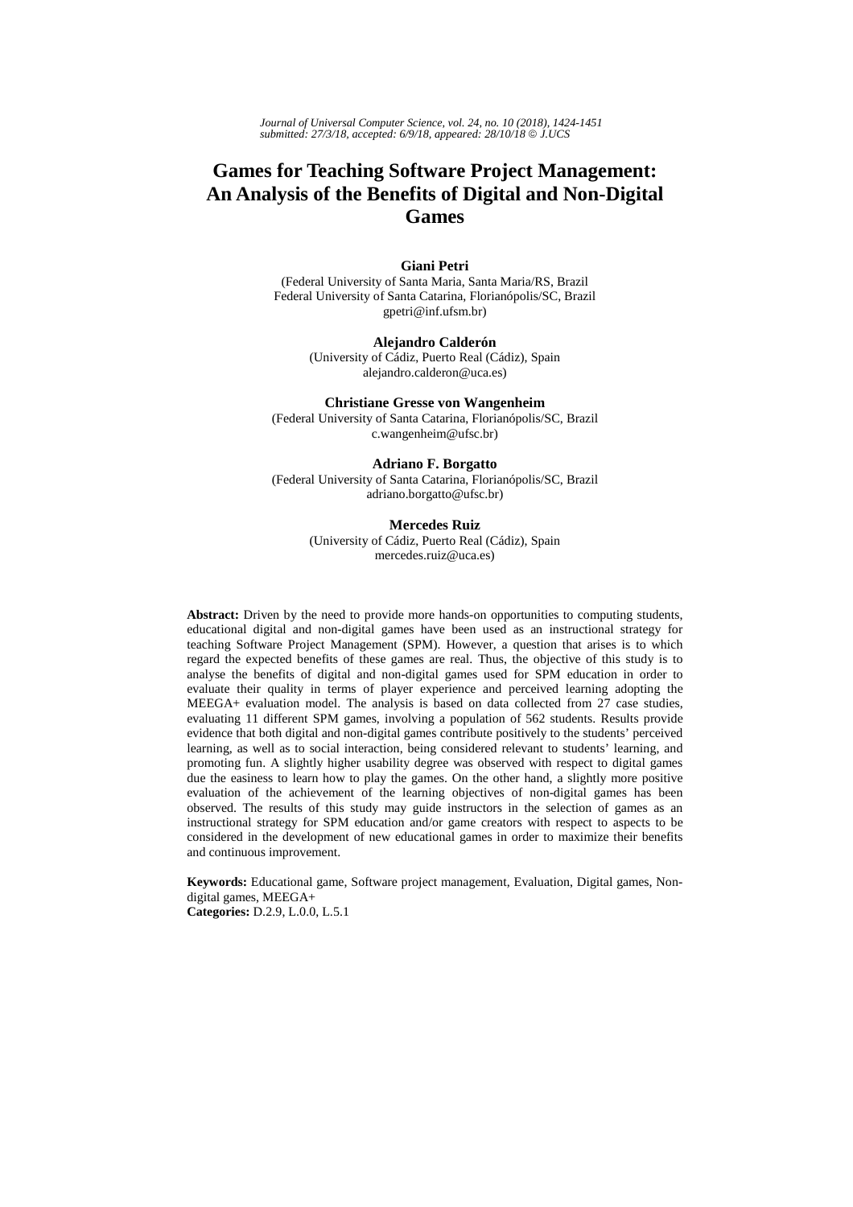# Games for Teaching Software Project Management: An Analysis of the Benefits of Digital and Non-Digital Games

**Giani Petri**
(Federal University of Santa Maria, Santa Maria/RS, Brazil
Federal University of Santa Catarina, Florianópolis/SC, Brazil
gpetri@inf.ufsm.br)

**Alejandro Calderón**
(University of Cádiz, Puerto Real (Cádiz), Spain
alejandro.calderon@uca.es)

**Christiane Gresse von Wangenheim**
(Federal University of Santa Catarina, Florianópolis/SC, Brazil
c.wangenheim@ufsc.br)

**Adriano F. Borgatto**
(Federal University of Santa Catarina, Florianópolis/SC, Brazil
adriano.borgatto@ufsc.br)

**Mercedes Ruiz**
(University of Cádiz, Puerto Real (Cádiz), Spain
mercedes.ruiz@uca.es)

**Abstract:** Driven by the need to provide more hands-on opportunities to computing students, educational digital and non-digital games have been used as an instructional strategy for teaching Software Project Management (SPM). However, a question that arises is to which regard the expected benefits of these games are real. Thus, the objective of this study is to analyse the benefits of digital and non-digital games used for SPM education in order to evaluate their quality in terms of player experience and perceived learning adopting the MEEGA+ evaluation model. The analysis is based on data collected from 27 case studies, evaluating 11 different SPM games, involving a population of 562 students. Results provide evidence that both digital and non-digital games contribute positively to the students' perceived learning, as well as to social interaction, being considered relevant to students' learning, and promoting fun. A slightly higher usability degree was observed with respect to digital games due the easiness to learn how to play the games. On the other hand, a slightly more positive evaluation of the achievement of the learning objectives of non-digital games has been observed. The results of this study may guide instructors in the selection of games as an instructional strategy for SPM education and/or game creators with respect to aspects to be considered in the development of new educational games in order to maximize their benefits and continuous improvement.

**Keywords:** Educational game, Software project management, Evaluation, Digital games, Non-digital games, MEEGA+
**Categories:** D.2.9, L.0.0, L.5.1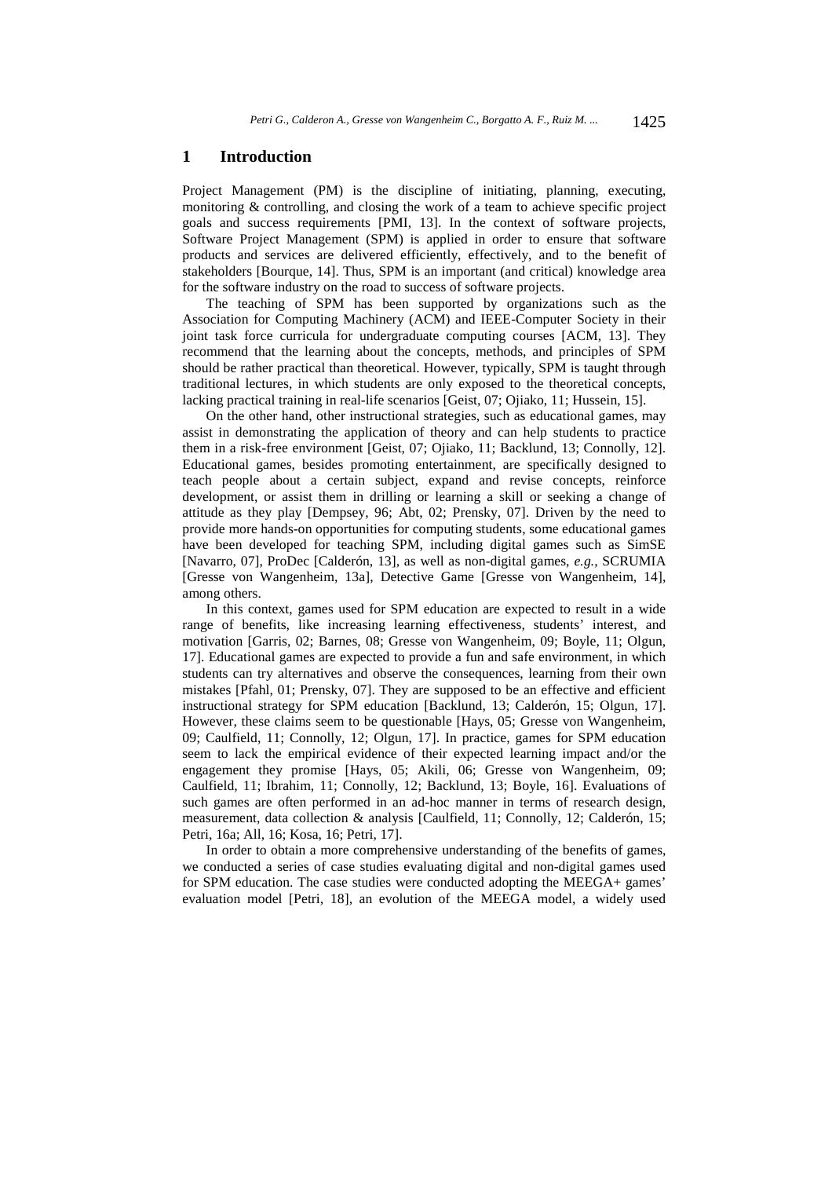## 1 Introduction

Project Management (PM) is the discipline of initiating, planning, executing, monitoring & controlling, and closing the work of a team to achieve specific project goals and success requirements [PMI, 13]. In the context of software projects, Software Project Management (SPM) is applied in order to ensure that software products and services are delivered efficiently, effectively, and to the benefit of stakeholders [Bourque, 14]. Thus, SPM is an important (and critical) knowledge area for the software industry on the road to success of software projects.

The teaching of SPM has been supported by organizations such as the Association for Computing Machinery (ACM) and IEEE-Computer Society in their joint task force curricula for undergraduate computing courses [ACM, 13]. They recommend that the learning about the concepts, methods, and principles of SPM should be rather practical than theoretical. However, typically, SPM is taught through traditional lectures, in which students are only exposed to the theoretical concepts, lacking practical training in real-life scenarios [Geist, 07; Ojiako, 11; Hussein, 15].

On the other hand, other instructional strategies, such as educational games, may assist in demonstrating the application of theory and can help students to practice them in a risk-free environment [Geist, 07; Ojiako, 11; Backlund, 13; Connolly, 12]. Educational games, besides promoting entertainment, are specifically designed to teach people about a certain subject, expand and revise concepts, reinforce development, or assist them in drilling or learning a skill or seeking a change of attitude as they play [Dempsey, 96; Abt, 02; Prensky, 07]. Driven by the need to provide more hands-on opportunities for computing students, some educational games have been developed for teaching SPM, including digital games such as SimSE [Navarro, 07], ProDec [Calderón, 13], as well as non-digital games, *e.g.*, SCRUMIA [Gresse von Wangenheim, 13a], Detective Game [Gresse von Wangenheim, 14], among others.

In this context, games used for SPM education are expected to result in a wide range of benefits, like increasing learning effectiveness, students' interest, and motivation [Garris, 02; Barnes, 08; Gresse von Wangenheim, 09; Boyle, 11; Olgun, 17]. Educational games are expected to provide a fun and safe environment, in which students can try alternatives and observe the consequences, learning from their own mistakes [Pfahl, 01; Prensky, 07]. They are supposed to be an effective and efficient instructional strategy for SPM education [Backlund, 13; Calderón, 15; Olgun, 17]. However, these claims seem to be questionable [Hays, 05; Gresse von Wangenheim, 09; Caulfield, 11; Connolly, 12; Olgun, 17]. In practice, games for SPM education seem to lack the empirical evidence of their expected learning impact and/or the engagement they promise [Hays, 05; Akili, 06; Gresse von Wangenheim, 09; Caulfield, 11; Ibrahim, 11; Connolly, 12; Backlund, 13; Boyle, 16]. Evaluations of such games are often performed in an ad-hoc manner in terms of research design, measurement, data collection & analysis [Caulfield, 11; Connolly, 12; Calderón, 15; Petri, 16a; All, 16; Kosa, 16; Petri, 17].

In order to obtain a more comprehensive understanding of the benefits of games, we conducted a series of case studies evaluating digital and non-digital games used for SPM education. The case studies were conducted adopting the MEEGA+ games' evaluation model [Petri, 18], an evolution of the MEEGA model, a widely used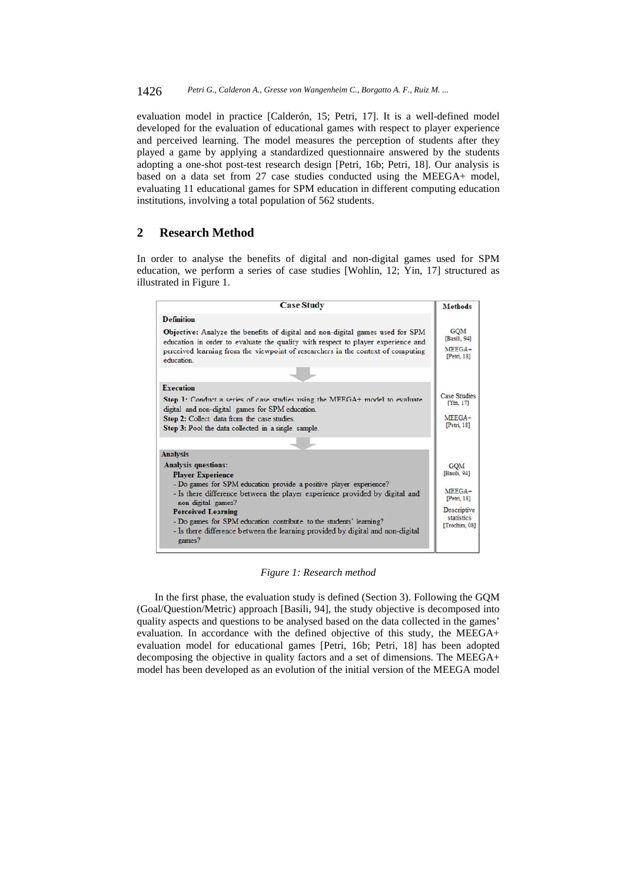evaluation model in practice [Calderón, 15; Petri, 17]. It is a well-defined model developed for the evaluation of educational games with respect to player experience and perceived learning. The model measures the perception of students after they played a game by applying a standardized questionnaire answered by the students adopting a one-shot post-test research design [Petri, 16b; Petri, 18]. Our analysis is based on a data set from 27 case studies conducted using the MEEGA+ model, evaluating 11 educational games for SPM education in different computing education institutions, involving a total population of 562 students.

## 2 Research Method

In order to analyse the benefits of digital and non-digital games used for SPM education, we perform a series of case studies [Wohlin, 12; Yin, 17] structured as illustrated in Figure 1.

| Case Study | Methods |
|---|---|
| **Definition**<br>**Objective:** Analyze the benefits of digital and non-digital games used for SPM education in order to evaluate the quality with respect to player experience and perceived learning from the viewpoint of researchers in the context of computing education. | GQM [Basili, 94]<br>MEEGA+ [Petri, 18] |
| **Execution**<br>**Step 1:** Conduct a series of case studies using the MEEGA+ model to evaluate digital and non-digital games for SPM education.<br>**Step 2:** Collect data from the case studies.<br>**Step 3:** Pool the data collected in a single sample. | Case Studies [Yin, 17]<br>MEEGA+ [Petri, 18] |
| **Analysis**<br>**Analysis questions:**<br>**Player Experience**<br>- Do games for SPM education provide a positive player experience?<br>- Is there difference between the player experience provided by digital and non digital games?<br>**Perceived Learning**<br>- Do games for SPM education contribute to the students' learning?<br>- Is there difference between the learning provided by digital and non-digital games? | GQM [Basili, 94]<br>MEEGA+ [Petri, 18]<br>Descriptive statistics [Trochim, 08] |

*Figure 1: Research method*

In the first phase, the evaluation study is defined (Section 3). Following the GQM (Goal/Question/Metric) approach [Basili, 94], the study objective is decomposed into quality aspects and questions to be analysed based on the data collected in the games' evaluation. In accordance with the defined objective of this study, the MEEGA+ evaluation model for educational games [Petri, 16b; Petri, 18] has been adopted decomposing the objective in quality factors and a set of dimensions. The MEEGA+ model has been developed as an evolution of the initial version of the MEEGA model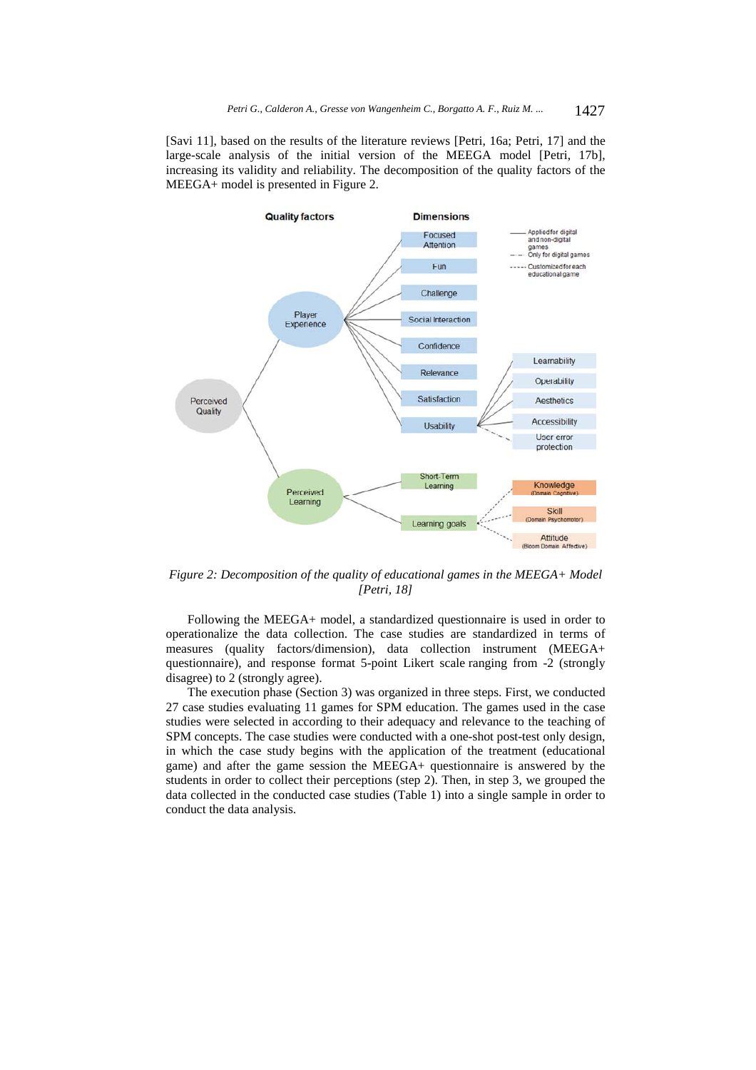[Savi 11], based on the results of the literature reviews [Petri, 16a; Petri, 17] and the large-scale analysis of the initial version of the MEEGA model [Petri, 17b], increasing its validity and reliability. The decomposition of the quality factors of the MEEGA+ model is presented in Figure 2.

*Figure 2: Decomposition of the quality of educational games in the MEEGA+ Model [Petri, 18]*

Following the MEEGA+ model, a standardized questionnaire is used in order to operationalize the data collection. The case studies are standardized in terms of measures (quality factors/dimension), data collection instrument (MEEGA+ questionnaire), and response format 5-point Likert scale ranging from -2 (strongly disagree) to 2 (strongly agree).

The execution phase (Section 3) was organized in three steps. First, we conducted 27 case studies evaluating 11 games for SPM education. The games used in the case studies were selected in according to their adequacy and relevance to the teaching of SPM concepts. The case studies were conducted with a one-shot post-test only design, in which the case study begins with the application of the treatment (educational game) and after the game session the MEEGA+ questionnaire is answered by the students in order to collect their perceptions (step 2). Then, in step 3, we grouped the data collected in the conducted case studies (Table 1) into a single sample in order to conduct the data analysis.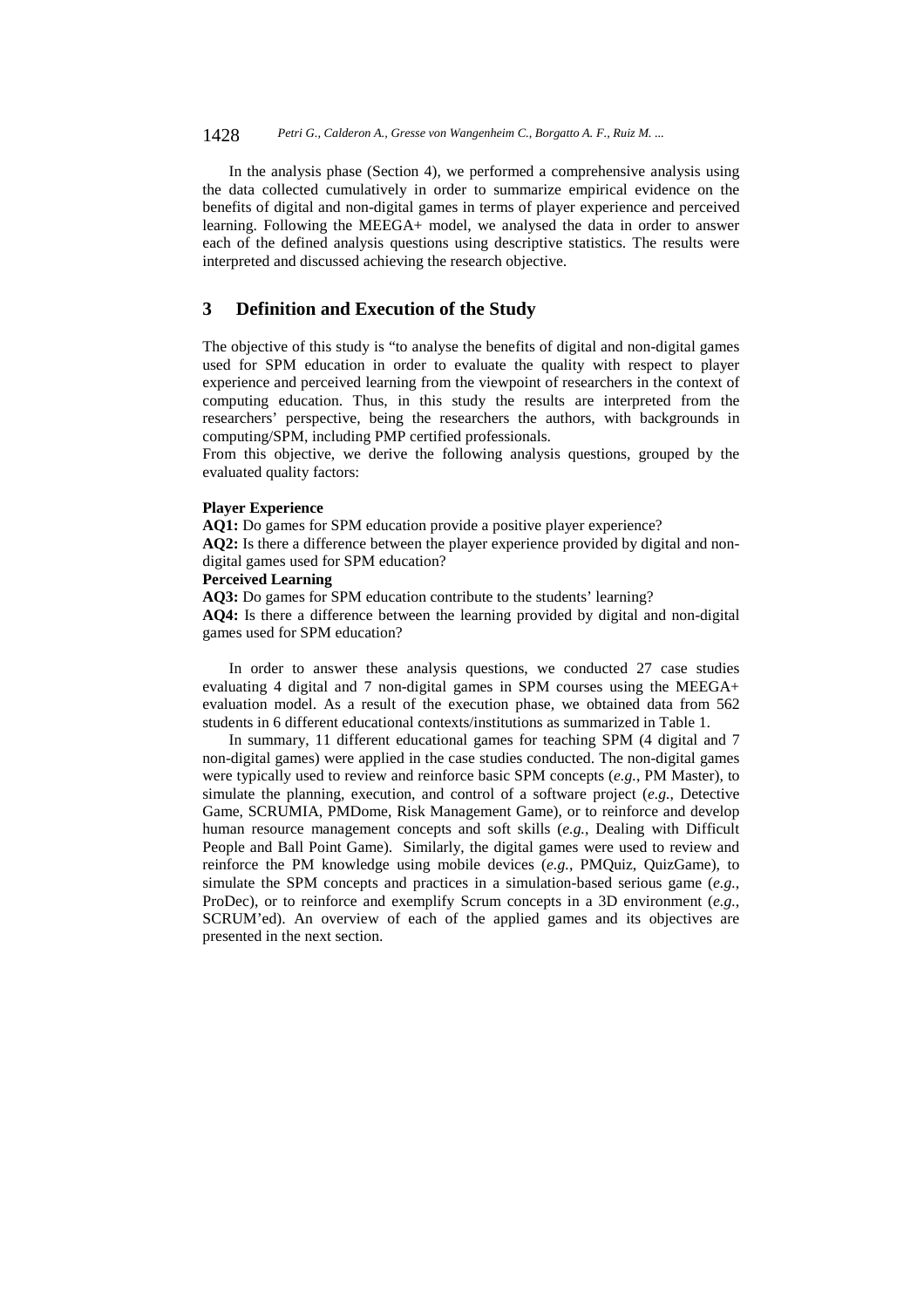In the analysis phase (Section 4), we performed a comprehensive analysis using the data collected cumulatively in order to summarize empirical evidence on the benefits of digital and non-digital games in terms of player experience and perceived learning. Following the MEEGA+ model, we analysed the data in order to answer each of the defined analysis questions using descriptive statistics. The results were interpreted and discussed achieving the research objective.

## 3 Definition and Execution of the Study

The objective of this study is "to analyse the benefits of digital and non-digital games used for SPM education in order to evaluate the quality with respect to player experience and perceived learning from the viewpoint of researchers in the context of computing education. Thus, in this study the results are interpreted from the researchers' perspective, being the researchers the authors, with backgrounds in computing/SPM, including PMP certified professionals.

From this objective, we derive the following analysis questions, grouped by the evaluated quality factors:

**Player Experience**

**AQ1:** Do games for SPM education provide a positive player experience?

**AQ2:** Is there a difference between the player experience provided by digital and non-digital games used for SPM education?

**Perceived Learning**

**AQ3:** Do games for SPM education contribute to the students' learning?

**AQ4:** Is there a difference between the learning provided by digital and non-digital games used for SPM education?

In order to answer these analysis questions, we conducted 27 case studies evaluating 4 digital and 7 non-digital games in SPM courses using the MEEGA+ evaluation model. As a result of the execution phase, we obtained data from 562 students in 6 different educational contexts/institutions as summarized in Table 1.

In summary, 11 different educational games for teaching SPM (4 digital and 7 non-digital games) were applied in the case studies conducted. The non-digital games were typically used to review and reinforce basic SPM concepts (*e.g.*, PM Master), to simulate the planning, execution, and control of a software project (*e.g.*, Detective Game, SCRUMIA, PMDome, Risk Management Game), or to reinforce and develop human resource management concepts and soft skills (*e.g.*, Dealing with Difficult People and Ball Point Game). Similarly, the digital games were used to review and reinforce the PM knowledge using mobile devices (*e.g.*, PMQuiz, QuizGame), to simulate the SPM concepts and practices in a simulation-based serious game (*e.g.*, ProDec), or to reinforce and exemplify Scrum concepts in a 3D environment (*e.g.*, SCRUM'ed). An overview of each of the applied games and its objectives are presented in the next section.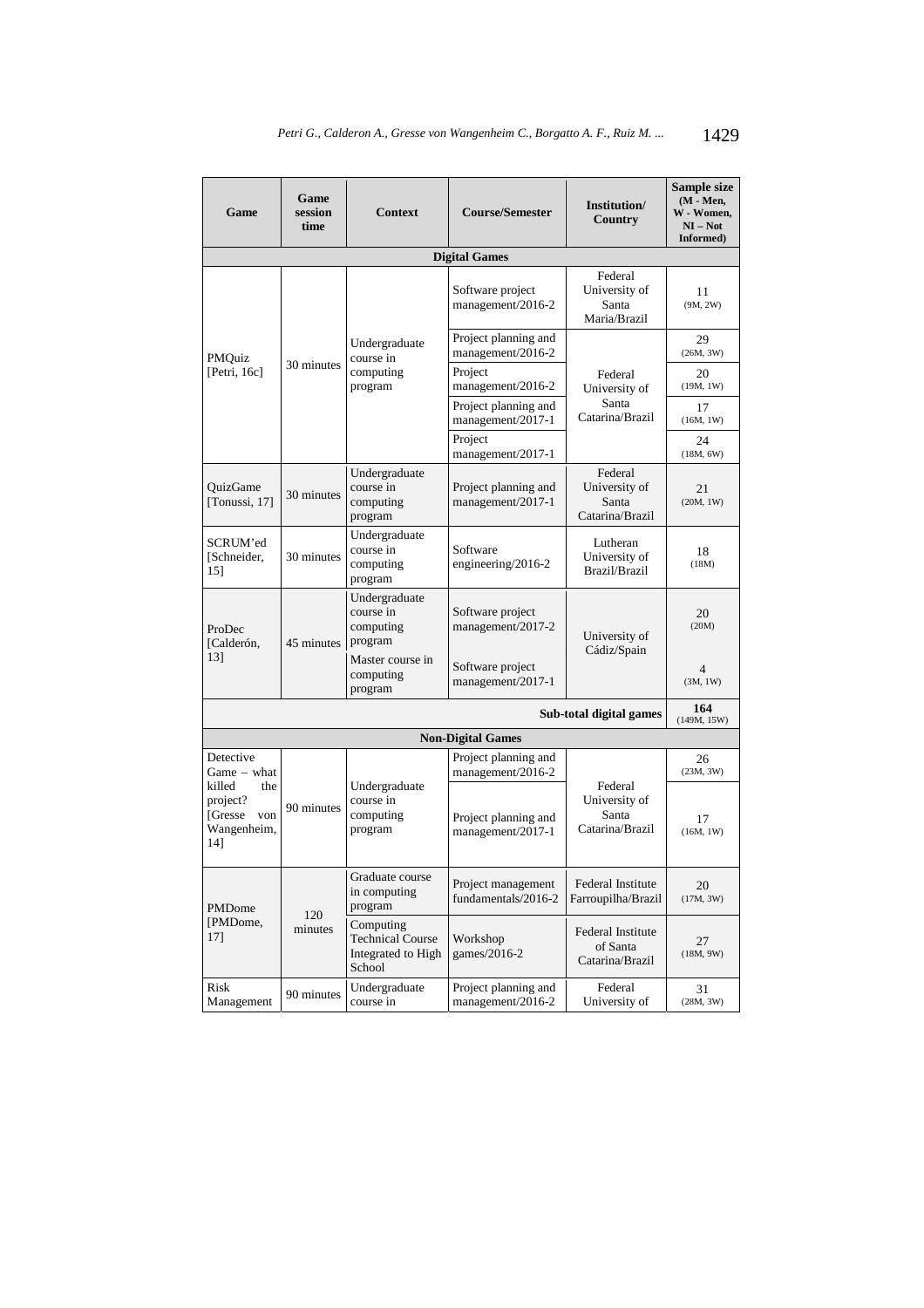| Game | Game session time | Context | Course/Semester | Institution/ Country | Sample size (M - Men, W - Women, NI – Not Informed) |
|---|---|---|---|---|---|
| **Digital Games** | | | | | |
| PMQuiz [Petri, 16c] | 30 minutes | Undergraduate course in computing program | Software project management/2016-2 | Federal University of Santa Maria/Brazil | 11 (9M, 2W) |
| | | | Project planning and management/2016-2 | Federal University of Santa Catarina/Brazil | 29 (26M, 3W) |
| | | | Project management/2016-2 | | 20 (19M, 1W) |
| | | | Project planning and management/2017-1 | | 17 (16M, 1W) |
| | | | Project management/2017-1 | | 24 (18M, 6W) |
| QuizGame [Tonussi, 17] | 30 minutes | Undergraduate course in computing program | Project planning and management/2017-1 | Federal University of Santa Catarina/Brazil | 21 (20M, 1W) |
| SCRUM'ed [Schneider, 15] | 30 minutes | Undergraduate course in computing program | Software engineering/2016-2 | Lutheran University of Brazil/Brazil | 18 (18M) |
| ProDec [Calderón, 13] | 45 minutes | Undergraduate course in computing program | Software project management/2017-2 | University of Cádiz/Spain | 20 (20M) |
| | | Master course in computing program | Software project management/2017-1 | | 4 (3M, 1W) |
| | | | | **Sub-total digital games** | **164** (149M, 15W) |
| **Non-Digital Games** | | | | | |
| Detective Game – what killed the project? [Gresse von Wangenheim, 14] | 90 minutes | Undergraduate course in computing program | Project planning and management/2016-2 | Federal University of Santa Catarina/Brazil | 26 (23M, 3W) |
| | | | Project planning and management/2017-1 | | 17 (16M, 1W) |
| PMDome [PMDome, 17] | 120 minutes | Graduate course in computing program | Project management fundamentals/2016-2 | Federal Institute Farroupilha/Brazil | 20 (17M, 3W) |
| | | Computing Technical Course Integrated to High School | Workshop games/2016-2 | Federal Institute of Santa Catarina/Brazil | 27 (18M, 9W) |
| Risk Management | 90 minutes | Undergraduate course in | Project planning and management/2016-2 | Federal University of | 31 (28M, 3W) |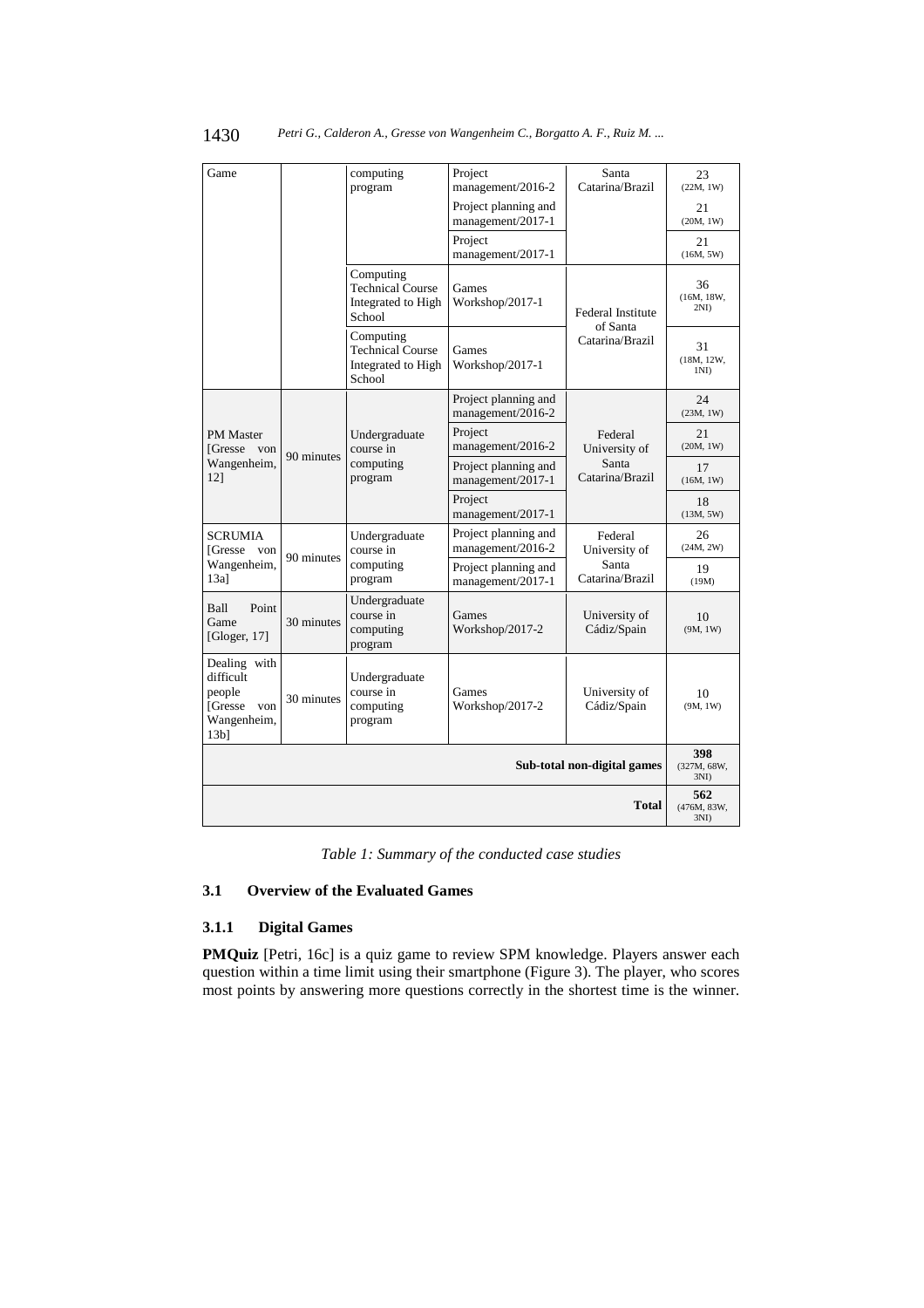| Game | | computing program | Project management/2016-2 | Santa Catarina/Brazil | 23 (22M, 1W) |
|---|---|---|---|---|---|
| | | | Project planning and management/2017-1 | | 21 (20M, 1W) |
| | | | Project management/2017-1 | | 21 (16M, 5W) |
| | | Computing Technical Course Integrated to High School | Games Workshop/2017-1 | Federal Institute of Santa Catarina/Brazil | 36 (16M, 18W, 2NI) |
| | | Computing Technical Course Integrated to High School | Games Workshop/2017-1 | | 31 (18M, 12W, 1NI) |
| PM Master [Gresse von Wangenheim, 12] | 90 minutes | Undergraduate course in computing program | Project planning and management/2016-2 | Federal University of Santa Catarina/Brazil | 24 (23M, 1W) |
| | | | Project management/2016-2 | | 21 (20M, 1W) |
| | | | Project planning and management/2017-1 | | 17 (16M, 1W) |
| | | | Project management/2017-1 | | 18 (13M, 5W) |
| SCRUMIA [Gresse von Wangenheim, 13a] | 90 minutes | Undergraduate course in computing program | Project planning and management/2016-2 | Federal University of Santa Catarina/Brazil | 26 (24M, 2W) |
| | | | Project planning and management/2017-1 | | 19 (19M) |
| Ball Point Game [Gloger, 17] | 30 minutes | Undergraduate course in computing program | Games Workshop/2017-2 | University of Cádiz/Spain | 10 (9M, 1W) |
| Dealing with difficult people [Gresse von Wangenheim, 13b] | 30 minutes | Undergraduate course in computing program | Games Workshop/2017-2 | University of Cádiz/Spain | 10 (9M, 1W) |
| | | | | **Sub-total non-digital games** | **398** (327M, 68W, 3NI) |
| | | | | **Total** | **562** (476M, 83W, 3NI) |

*Table 1: Summary of the conducted case studies*

### 3.1 Overview of the Evaluated Games

#### 3.1.1 Digital Games

**PMQuiz** [Petri, 16c] is a quiz game to review SPM knowledge. Players answer each question within a time limit using their smartphone (Figure 3). The player, who scores most points by answering more questions correctly in the shortest time is the winner.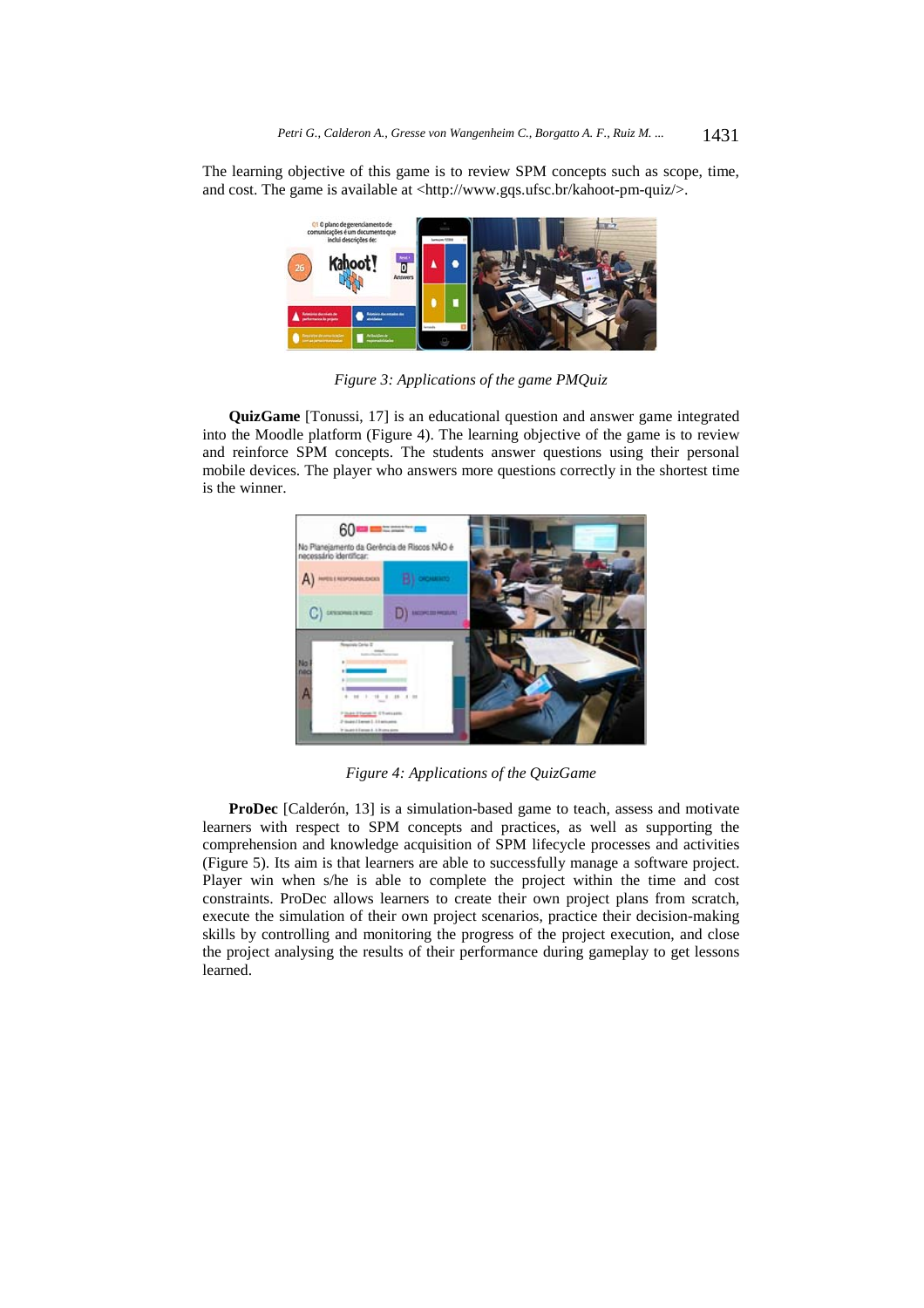The learning objective of this game is to review SPM concepts such as scope, time, and cost. The game is available at <http://www.gqs.ufsc.br/kahoot-pm-quiz/>.

*Figure 3: Applications of the game PMQuiz*

**QuizGame** [Tonussi, 17] is an educational question and answer game integrated into the Moodle platform (Figure 4). The learning objective of the game is to review and reinforce SPM concepts. The students answer questions using their personal mobile devices. The player who answers more questions correctly in the shortest time is the winner.

*Figure 4: Applications of the QuizGame*

**ProDec** [Calderón, 13] is a simulation-based game to teach, assess and motivate learners with respect to SPM concepts and practices, as well as supporting the comprehension and knowledge acquisition of SPM lifecycle processes and activities (Figure 5). Its aim is that learners are able to successfully manage a software project. Player win when s/he is able to complete the project within the time and cost constraints. ProDec allows learners to create their own project plans from scratch, execute the simulation of their own project scenarios, practice their decision-making skills by controlling and monitoring the progress of the project execution, and close the project analysing the results of their performance during gameplay to get lessons learned.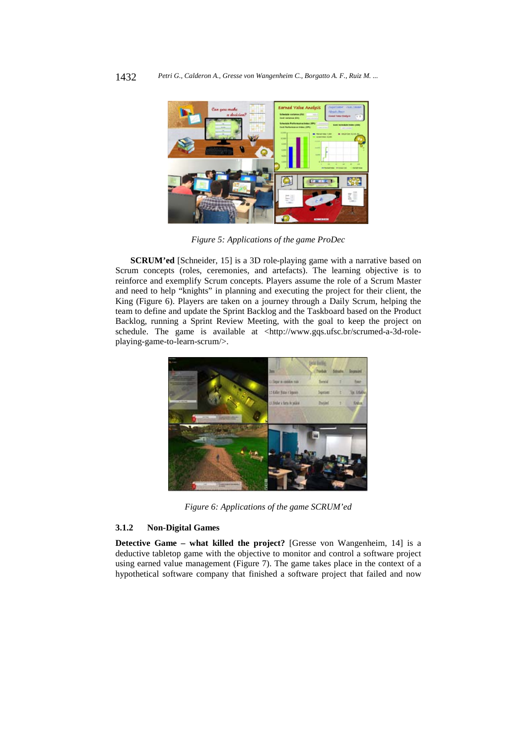*Figure 5: Applications of the game ProDec*

**SCRUM'ed** [Schneider, 15] is a 3D role-playing game with a narrative based on Scrum concepts (roles, ceremonies, and artefacts). The learning objective is to reinforce and exemplify Scrum concepts. Players assume the role of a Scrum Master and need to help "knights" in planning and executing the project for their client, the King (Figure 6). Players are taken on a journey through a Daily Scrum, helping the team to define and update the Sprint Backlog and the Taskboard based on the Product Backlog, running a Sprint Review Meeting, with the goal to keep the project on schedule. The game is available at <http://www.gqs.ufsc.br/scrumed-a-3d-role-playing-game-to-learn-scrum/>.

*Figure 6: Applications of the game SCRUM'ed*

#### 3.1.2 Non-Digital Games

**Detective Game – what killed the project?** [Gresse von Wangenheim, 14] is a deductive tabletop game with the objective to monitor and control a software project using earned value management (Figure 7). The game takes place in the context of a hypothetical software company that finished a software project that failed and now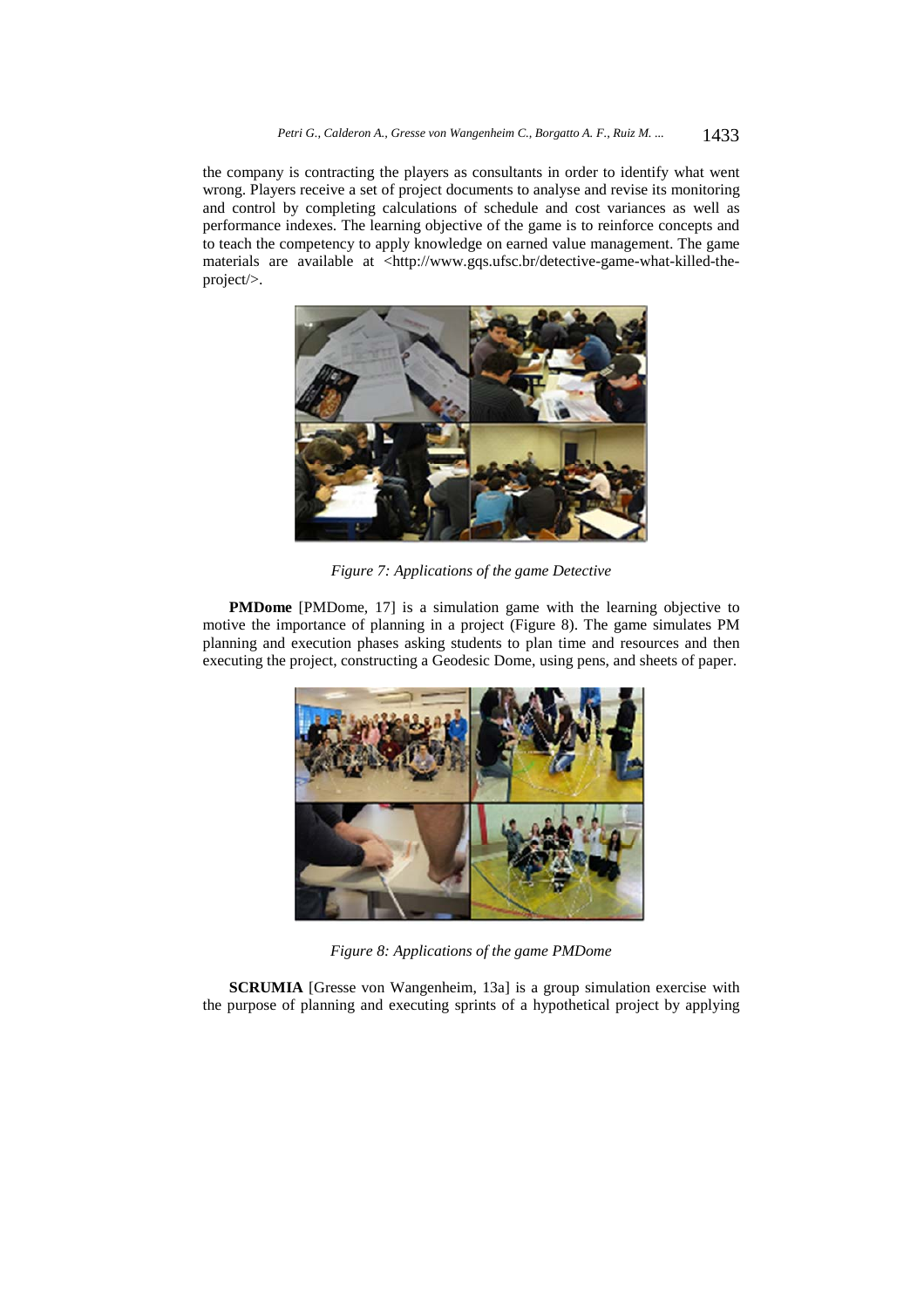the company is contracting the players as consultants in order to identify what went wrong. Players receive a set of project documents to analyse and revise its monitoring and control by completing calculations of schedule and cost variances as well as performance indexes. The learning objective of the game is to reinforce concepts and to teach the competency to apply knowledge on earned value management. The game materials are available at <http://www.gqs.ufsc.br/detective-game-what-killed-the-project/>.

*Figure 7: Applications of the game Detective*

**PMDome** [PMDome, 17] is a simulation game with the learning objective to motive the importance of planning in a project (Figure 8). The game simulates PM planning and execution phases asking students to plan time and resources and then executing the project, constructing a Geodesic Dome, using pens, and sheets of paper.

*Figure 8: Applications of the game PMDome*

**SCRUMIA** [Gresse von Wangenheim, 13a] is a group simulation exercise with the purpose of planning and executing sprints of a hypothetical project by applying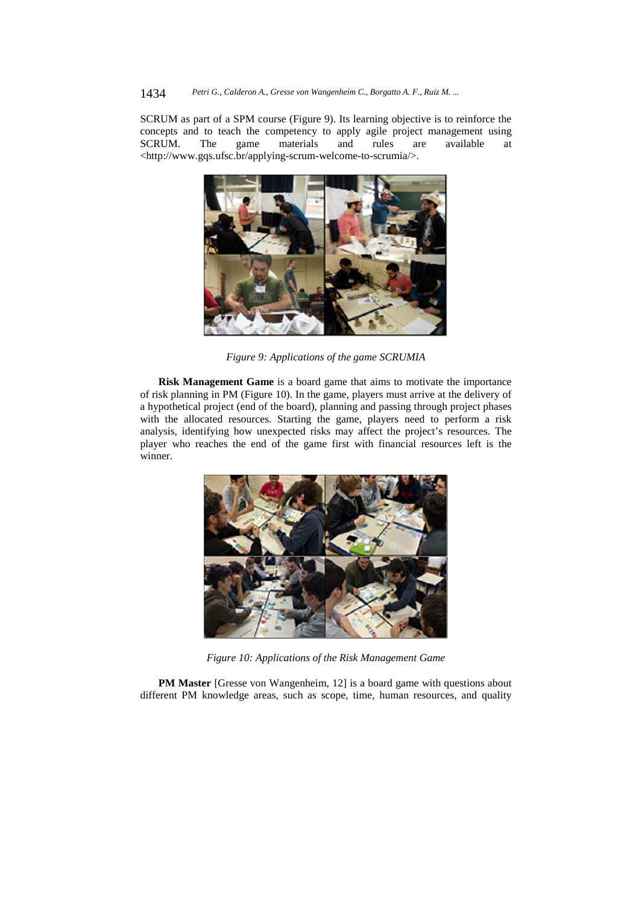SCRUM as part of a SPM course (Figure 9). Its learning objective is to reinforce the concepts and to teach the competency to apply agile project management using SCRUM. The game materials and rules are available at <http://www.gqs.ufsc.br/applying-scrum-welcome-to-scrumia/>.

*Figure 9: Applications of the game SCRUMIA*

**Risk Management Game** is a board game that aims to motivate the importance of risk planning in PM (Figure 10). In the game, players must arrive at the delivery of a hypothetical project (end of the board), planning and passing through project phases with the allocated resources. Starting the game, players need to perform a risk analysis, identifying how unexpected risks may affect the project's resources. The player who reaches the end of the game first with financial resources left is the winner.

*Figure 10: Applications of the Risk Management Game*

**PM Master** [Gresse von Wangenheim, 12] is a board game with questions about different PM knowledge areas, such as scope, time, human resources, and quality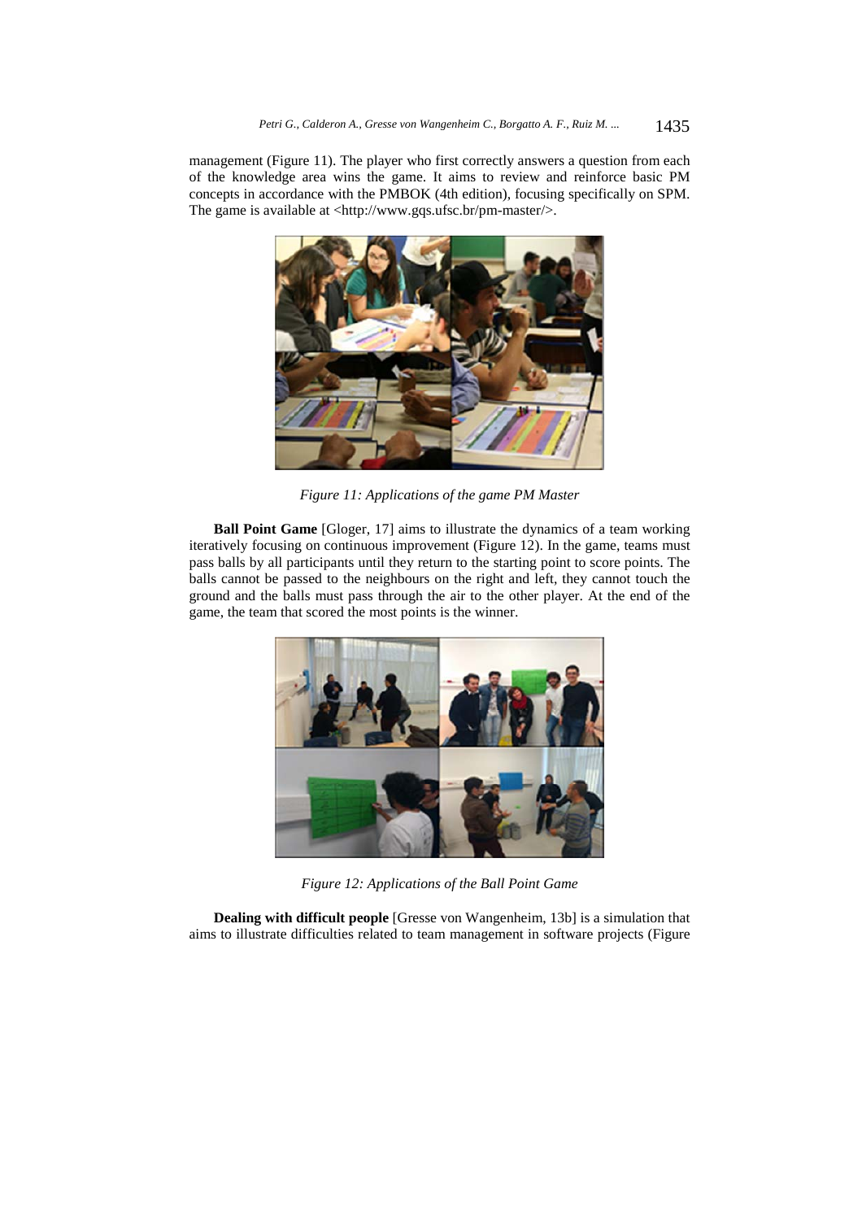management (Figure 11). The player who first correctly answers a question from each of the knowledge area wins the game. It aims to review and reinforce basic PM concepts in accordance with the PMBOK (4th edition), focusing specifically on SPM. The game is available at <http://www.gqs.ufsc.br/pm-master/>.

*Figure 11: Applications of the game PM Master*

**Ball Point Game** [Gloger, 17] aims to illustrate the dynamics of a team working iteratively focusing on continuous improvement (Figure 12). In the game, teams must pass balls by all participants until they return to the starting point to score points. The balls cannot be passed to the neighbours on the right and left, they cannot touch the ground and the balls must pass through the air to the other player. At the end of the game, the team that scored the most points is the winner.

*Figure 12: Applications of the Ball Point Game*

**Dealing with difficult people** [Gresse von Wangenheim, 13b] is a simulation that aims to illustrate difficulties related to team management in software projects (Figure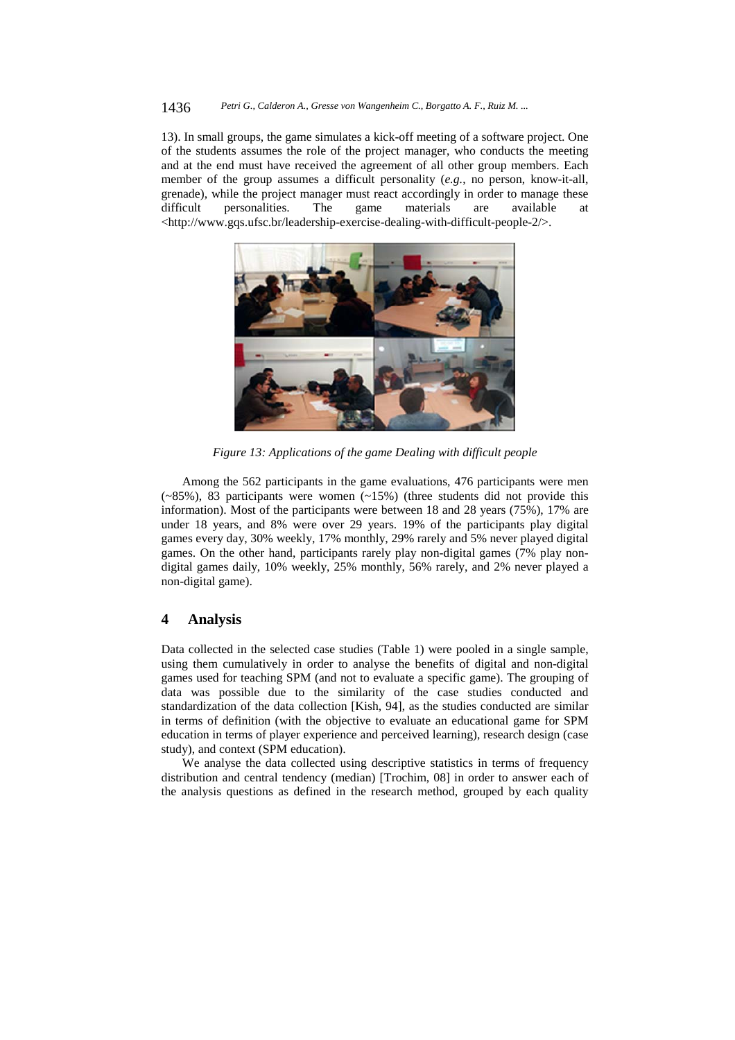13). In small groups, the game simulates a kick-off meeting of a software project. One of the students assumes the role of the project manager, who conducts the meeting and at the end must have received the agreement of all other group members. Each member of the group assumes a difficult personality (*e.g.*, no person, know-it-all, grenade), while the project manager must react accordingly in order to manage these difficult personalities. The game materials are available at <http://www.gqs.ufsc.br/leadership-exercise-dealing-with-difficult-people-2/>.

*Figure 13: Applications of the game Dealing with difficult people*

Among the 562 participants in the game evaluations, 476 participants were men (~85%), 83 participants were women (~15%) (three students did not provide this information). Most of the participants were between 18 and 28 years (75%), 17% are under 18 years, and 8% were over 29 years. 19% of the participants play digital games every day, 30% weekly, 17% monthly, 29% rarely and 5% never played digital games. On the other hand, participants rarely play non-digital games (7% play non-digital games daily, 10% weekly, 25% monthly, 56% rarely, and 2% never played a non-digital game).

## 4 Analysis

Data collected in the selected case studies (Table 1) were pooled in a single sample, using them cumulatively in order to analyse the benefits of digital and non-digital games used for teaching SPM (and not to evaluate a specific game). The grouping of data was possible due to the similarity of the case studies conducted and standardization of the data collection [Kish, 94], as the studies conducted are similar in terms of definition (with the objective to evaluate an educational game for SPM education in terms of player experience and perceived learning), research design (case study), and context (SPM education).

We analyse the data collected using descriptive statistics in terms of frequency distribution and central tendency (median) [Trochim, 08] in order to answer each of the analysis questions as defined in the research method, grouped by each quality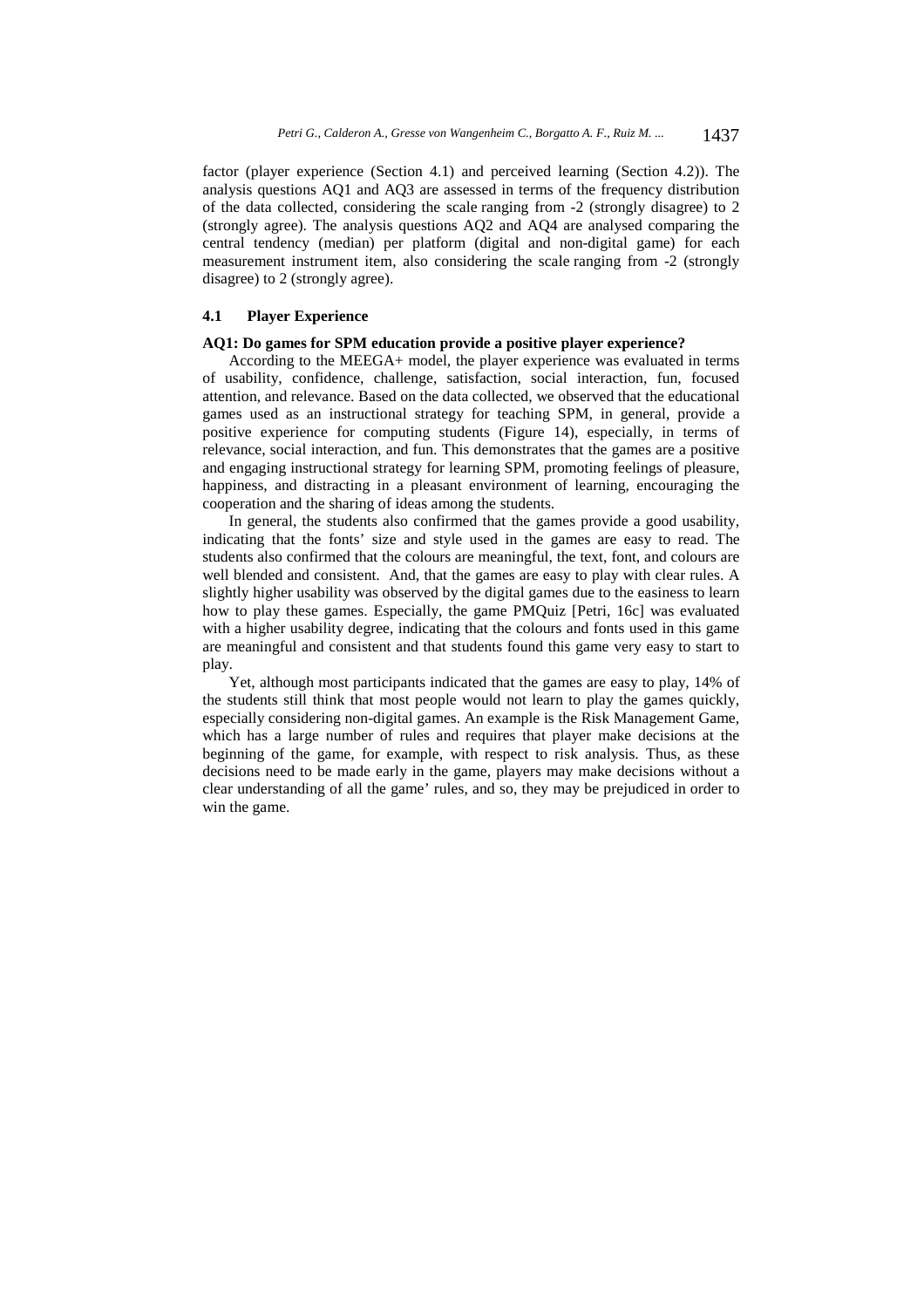factor (player experience (Section 4.1) and perceived learning (Section 4.2)). The analysis questions AQ1 and AQ3 are assessed in terms of the frequency distribution of the data collected, considering the scale ranging from -2 (strongly disagree) to 2 (strongly agree). The analysis questions AQ2 and AQ4 are analysed comparing the central tendency (median) per platform (digital and non-digital game) for each measurement instrument item, also considering the scale ranging from -2 (strongly disagree) to 2 (strongly agree).

### 4.1 Player Experience

**AQ1: Do games for SPM education provide a positive player experience?**

According to the MEEGA+ model, the player experience was evaluated in terms of usability, confidence, challenge, satisfaction, social interaction, fun, focused attention, and relevance. Based on the data collected, we observed that the educational games used as an instructional strategy for teaching SPM, in general, provide a positive experience for computing students (Figure 14), especially, in terms of relevance, social interaction, and fun. This demonstrates that the games are a positive and engaging instructional strategy for learning SPM, promoting feelings of pleasure, happiness, and distracting in a pleasant environment of learning, encouraging the cooperation and the sharing of ideas among the students.

In general, the students also confirmed that the games provide a good usability, indicating that the fonts' size and style used in the games are easy to read. The students also confirmed that the colours are meaningful, the text, font, and colours are well blended and consistent. And, that the games are easy to play with clear rules. A slightly higher usability was observed by the digital games due to the easiness to learn how to play these games. Especially, the game PMQuiz [Petri, 16c] was evaluated with a higher usability degree, indicating that the colours and fonts used in this game are meaningful and consistent and that students found this game very easy to start to play.

Yet, although most participants indicated that the games are easy to play, 14% of the students still think that most people would not learn to play the games quickly, especially considering non-digital games. An example is the Risk Management Game, which has a large number of rules and requires that player make decisions at the beginning of the game, for example, with respect to risk analysis. Thus, as these decisions need to be made early in the game, players may make decisions without a clear understanding of all the game' rules, and so, they may be prejudiced in order to win the game.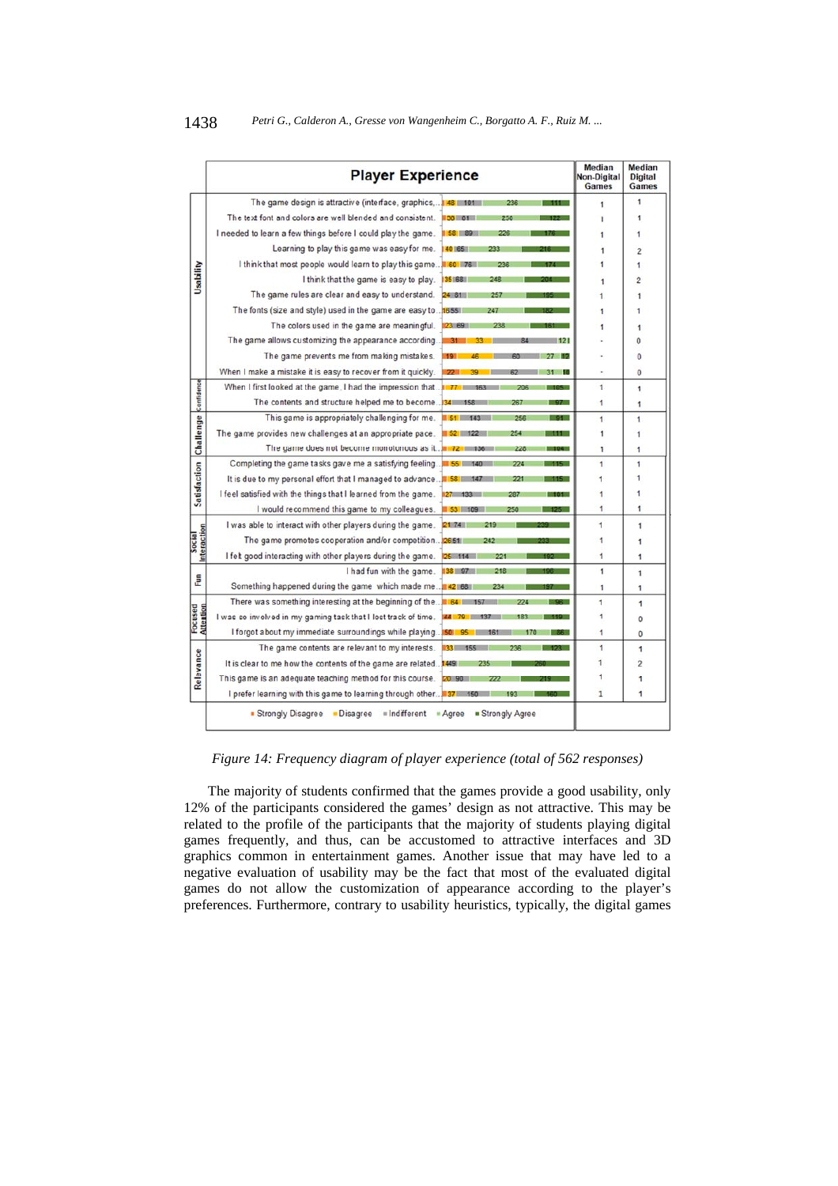| | Player Experience | Median Non-Digital Games | Median Digital Games |
|---|---|---|---|
| Usability | The game design is attractive (interface, graphics,... | 1 | 1 |
| | The text font and colors are well blended and consistent. | 1 | 1 |
| | I needed to learn a few things before I could play the game. | 1 | 1 |
| | Learning to play this game was easy for me. | 1 | 2 |
| | I think that most people would learn to play this game... | 1 | 1 |
| | I think that the game is easy to play. | 1 | 2 |
| | The game rules are clear and easy to understand. | 1 | 1 |
| | The fonts (size and style) used in the game are easy to... | 1 | 1 |
| | The colors used in the game are meaningful. | 1 | 1 |
| | The game allows customizing the appearance according... | - | 0 |
| | The game prevents me from making mistakes. | - | 0 |
| | When I make a mistake it is easy to recover from it quickly. | - | 0 |
| Confidence | When I first looked at the game, I had the impression that... | 1 | 1 |
| | The contents and structure helped me to become... | 1 | 1 |
| Challenge | This game is appropriately challenging for me. | 1 | 1 |
| | The game provides new challenges at an appropriate pace. | 1 | 1 |
| | The game does not become monotonous as it... | 1 | 1 |
| Satisfaction | Completing the game tasks gave me a satisfying feeling... | 1 | 1 |
| | It is due to my personal effort that I managed to advance... | 1 | 1 |
| | I feel satisfied with the things that I learned from the game. | 1 | 1 |
| | I would recommend this game to my colleagues. | 1 | 1 |
| Social Interaction | I was able to interact with other players during the game. | 1 | 1 |
| | The game promotes cooperation and/or competition... | 1 | 1 |
| | I felt good interacting with other players during the game. | 1 | 1 |
| Fun | I had fun with the game. | 1 | 1 |
| | Something happened during the game which made me... | 1 | 1 |
| Focused Attention | There was something interesting at the beginning of the... | 1 | 1 |
| | I was so involved in my gaming task that I lost track of time. | 1 | 0 |
| | I forgot about my immediate surroundings while playing... | 1 | 0 |
| Relevance | The game contents are relevant to my interests. | 1 | 1 |
| | It is clear to me how the contents of the game are related... | 1 | 2 |
| | This game is an adequate teaching method for this course. | 1 | 1 |
| | I prefer learning with this game to learning through other... | 1 | 1 |

Strongly Disagree, Disagree, Indifferent, Agree, Strongly Agree

*Figure 14: Frequency diagram of player experience (total of 562 responses)*

The majority of students confirmed that the games provide a good usability, only 12% of the participants considered the games' design as not attractive. This may be related to the profile of the participants that the majority of students playing digital games frequently, and thus, can be accustomed to attractive interfaces and 3D graphics common in entertainment games. Another issue that may have led to a negative evaluation of usability may be the fact that most of the evaluated digital games do not allow the customization of appearance according to the player's preferences. Furthermore, contrary to usability heuristics, typically, the digital games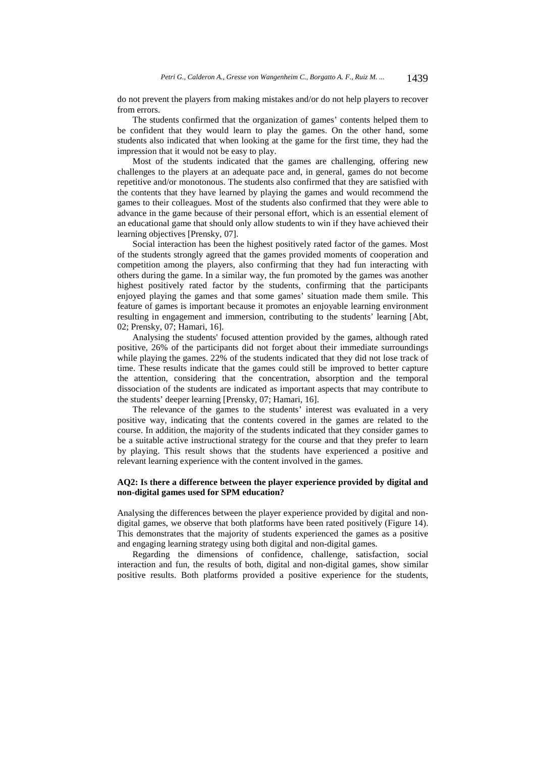do not prevent the players from making mistakes and/or do not help players to recover from errors.

The students confirmed that the organization of games' contents helped them to be confident that they would learn to play the games. On the other hand, some students also indicated that when looking at the game for the first time, they had the impression that it would not be easy to play.

Most of the students indicated that the games are challenging, offering new challenges to the players at an adequate pace and, in general, games do not become repetitive and/or monotonous. The students also confirmed that they are satisfied with the contents that they have learned by playing the games and would recommend the games to their colleagues. Most of the students also confirmed that they were able to advance in the game because of their personal effort, which is an essential element of an educational game that should only allow students to win if they have achieved their learning objectives [Prensky, 07].

Social interaction has been the highest positively rated factor of the games. Most of the students strongly agreed that the games provided moments of cooperation and competition among the players, also confirming that they had fun interacting with others during the game. In a similar way, the fun promoted by the games was another highest positively rated factor by the students, confirming that the participants enjoyed playing the games and that some games' situation made them smile. This feature of games is important because it promotes an enjoyable learning environment resulting in engagement and immersion, contributing to the students' learning [Abt, 02; Prensky, 07; Hamari, 16].

Analysing the students' focused attention provided by the games, although rated positive, 26% of the participants did not forget about their immediate surroundings while playing the games. 22% of the students indicated that they did not lose track of time. These results indicate that the games could still be improved to better capture the attention, considering that the concentration, absorption and the temporal dissociation of the students are indicated as important aspects that may contribute to the students' deeper learning [Prensky, 07; Hamari, 16].

The relevance of the games to the students' interest was evaluated in a very positive way, indicating that the contents covered in the games are related to the course. In addition, the majority of the students indicated that they consider games to be a suitable active instructional strategy for the course and that they prefer to learn by playing. This result shows that the students have experienced a positive and relevant learning experience with the content involved in the games.

**AQ2: Is there a difference between the player experience provided by digital and non-digital games used for SPM education?**

Analysing the differences between the player experience provided by digital and non-digital games, we observe that both platforms have been rated positively (Figure 14). This demonstrates that the majority of students experienced the games as a positive and engaging learning strategy using both digital and non-digital games.

Regarding the dimensions of confidence, challenge, satisfaction, social interaction and fun, the results of both, digital and non-digital games, show similar positive results. Both platforms provided a positive experience for the students,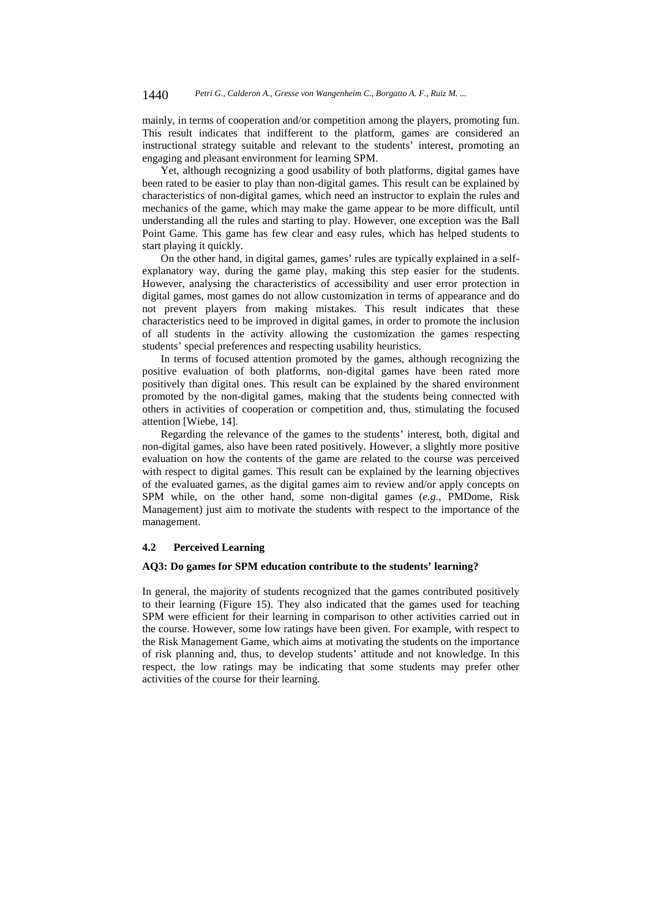mainly, in terms of cooperation and/or competition among the players, promoting fun. This result indicates that indifferent to the platform, games are considered an instructional strategy suitable and relevant to the students' interest, promoting an engaging and pleasant environment for learning SPM.

Yet, although recognizing a good usability of both platforms, digital games have been rated to be easier to play than non-digital games. This result can be explained by characteristics of non-digital games, which need an instructor to explain the rules and mechanics of the game, which may make the game appear to be more difficult, until understanding all the rules and starting to play. However, one exception was the Ball Point Game. This game has few clear and easy rules, which has helped students to start playing it quickly.

On the other hand, in digital games, games' rules are typically explained in a self-explanatory way, during the game play, making this step easier for the students. However, analysing the characteristics of accessibility and user error protection in digital games, most games do not allow customization in terms of appearance and do not prevent players from making mistakes. This result indicates that these characteristics need to be improved in digital games, in order to promote the inclusion of all students in the activity allowing the customization the games respecting students' special preferences and respecting usability heuristics.

In terms of focused attention promoted by the games, although recognizing the positive evaluation of both platforms, non-digital games have been rated more positively than digital ones. This result can be explained by the shared environment promoted by the non-digital games, making that the students being connected with others in activities of cooperation or competition and, thus, stimulating the focused attention [Wiebe, 14].

Regarding the relevance of the games to the students' interest, both, digital and non-digital games, also have been rated positively. However, a slightly more positive evaluation on how the contents of the game are related to the course was perceived with respect to digital games. This result can be explained by the learning objectives of the evaluated games, as the digital games aim to review and/or apply concepts on SPM while, on the other hand, some non-digital games (*e.g.*, PMDome, Risk Management) just aim to motivate the students with respect to the importance of the management.

### 4.2 Perceived Learning

**AQ3: Do games for SPM education contribute to the students' learning?**

In general, the majority of students recognized that the games contributed positively to their learning (Figure 15). They also indicated that the games used for teaching SPM were efficient for their learning in comparison to other activities carried out in the course. However, some low ratings have been given. For example, with respect to the Risk Management Game, which aims at motivating the students on the importance of risk planning and, thus, to develop students' attitude and not knowledge. In this respect, the low ratings may be indicating that some students may prefer other activities of the course for their learning.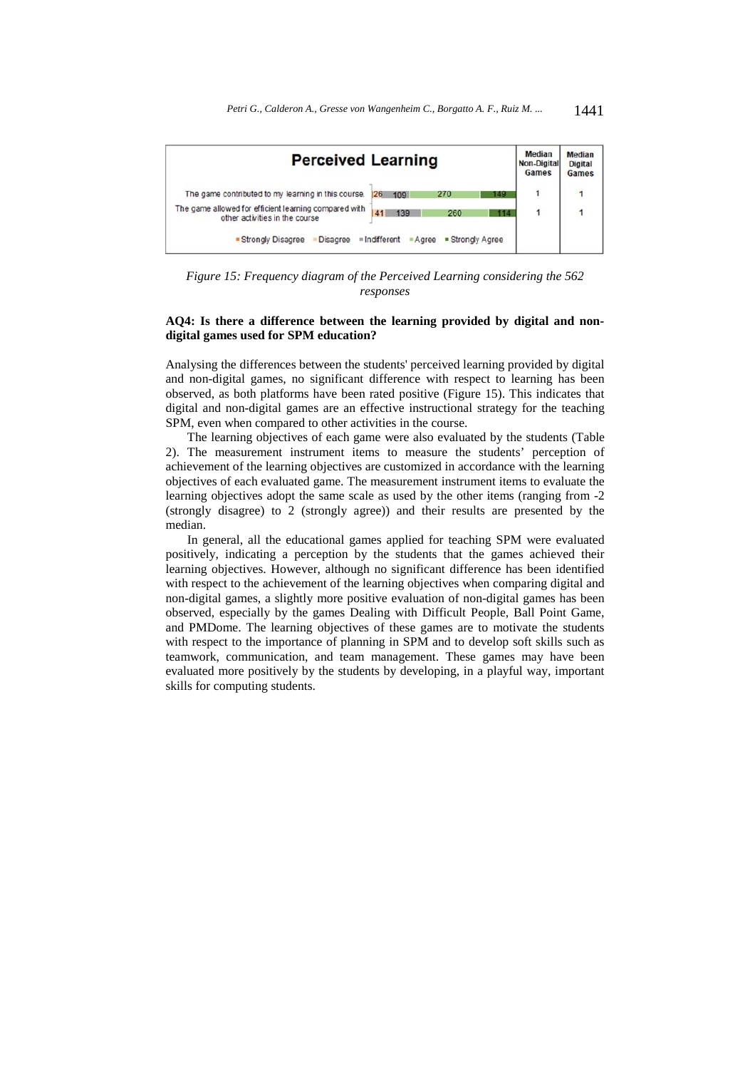| Perceived Learning | Median Non-Digital Games | Median Digital Games |
|---|---|---|
| The game contributed to my learning in this course. (26, 109, 270, 149) | 1 | 1 |
| The game allowed for efficient learning compared with other activities in the course (41, 139, 260, 114) | 1 | 1 |

Strongly Disagree ▪ Disagree ▪ Indifferent ▪ Agree ▪ Strongly Agree

*Figure 15: Frequency diagram of the Perceived Learning considering the 562 responses*

**AQ4: Is there a difference between the learning provided by digital and non-digital games used for SPM education?**

Analysing the differences between the students' perceived learning provided by digital and non-digital games, no significant difference with respect to learning has been observed, as both platforms have been rated positive (Figure 15). This indicates that digital and non-digital games are an effective instructional strategy for the teaching SPM, even when compared to other activities in the course.

The learning objectives of each game were also evaluated by the students (Table 2). The measurement instrument items to measure the students' perception of achievement of the learning objectives are customized in accordance with the learning objectives of each evaluated game. The measurement instrument items to evaluate the learning objectives adopt the same scale as used by the other items (ranging from -2 (strongly disagree) to 2 (strongly agree)) and their results are presented by the median.

In general, all the educational games applied for teaching SPM were evaluated positively, indicating a perception by the students that the games achieved their learning objectives. However, although no significant difference has been identified with respect to the achievement of the learning objectives when comparing digital and non-digital games, a slightly more positive evaluation of non-digital games has been observed, especially by the games Dealing with Difficult People, Ball Point Game, and PMDome. The learning objectives of these games are to motivate the students with respect to the importance of planning in SPM and to develop soft skills such as teamwork, communication, and team management. These games may have been evaluated more positively by the students by developing, in a playful way, important skills for computing students.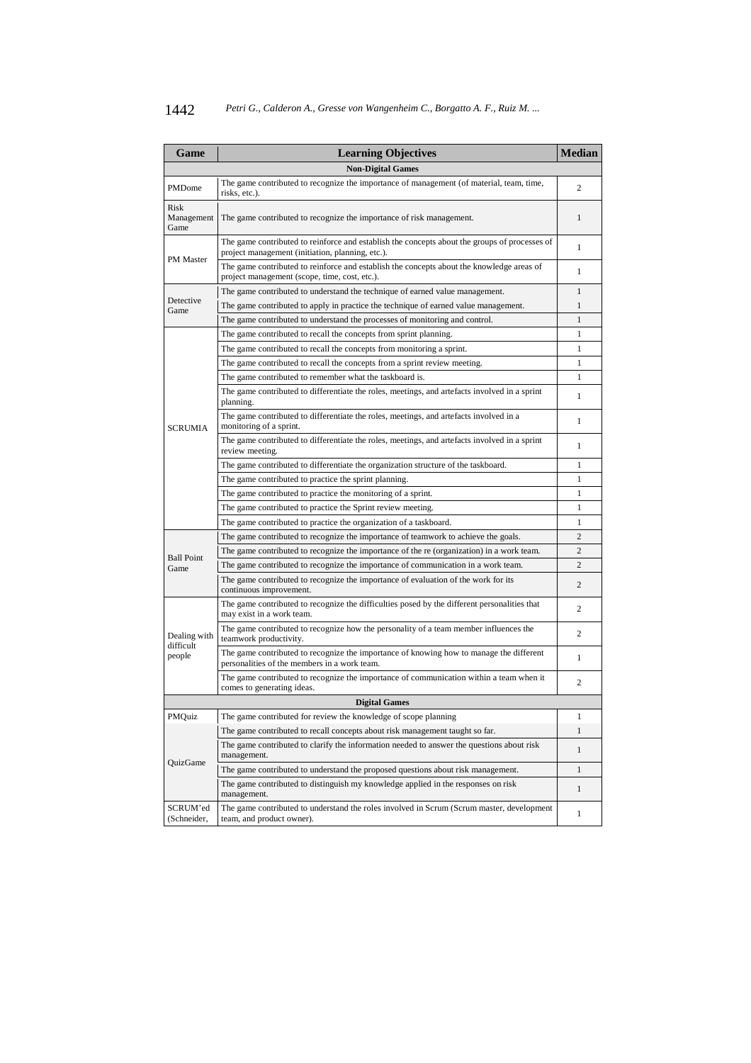| Game | Learning Objectives | Median |
|---|---|---|
| **Non-Digital Games** | | |
| PMDome | The game contributed to recognize the importance of management (of material, team, time, risks, etc.). | 2 |
| Risk Management Game | The game contributed to recognize the importance of risk management. | 1 |
| PM Master | The game contributed to reinforce and establish the concepts about the groups of processes of project management (initiation, planning, etc.). | 1 |
| | The game contributed to reinforce and establish the concepts about the knowledge areas of project management (scope, time, cost, etc.). | 1 |
| Detective Game | The game contributed to understand the technique of earned value management. | 1 |
| | The game contributed to apply in practice the technique of earned value management. | 1 |
| | The game contributed to understand the processes of monitoring and control. | 1 |
| SCRUMIA | The game contributed to recall the concepts from sprint planning. | 1 |
| | The game contributed to recall the concepts from monitoring a sprint. | 1 |
| | The game contributed to recall the concepts from a sprint review meeting. | 1 |
| | The game contributed to remember what the taskboard is. | 1 |
| | The game contributed to differentiate the roles, meetings, and artefacts involved in a sprint planning. | 1 |
| | The game contributed to differentiate the roles, meetings, and artefacts involved in a monitoring of a sprint. | 1 |
| | The game contributed to differentiate the roles, meetings, and artefacts involved in a sprint review meeting. | 1 |
| | The game contributed to differentiate the organization structure of the taskboard. | 1 |
| | The game contributed to practice the sprint planning. | 1 |
| | The game contributed to practice the monitoring of a sprint. | 1 |
| | The game contributed to practice the Sprint review meeting. | 1 |
| | The game contributed to practice the organization of a taskboard. | 1 |
| Ball Point Game | The game contributed to recognize the importance of teamwork to achieve the goals. | 2 |
| | The game contributed to recognize the importance of the re (organization) in a work team. | 2 |
| | The game contributed to recognize the importance of communication in a work team. | 2 |
| | The game contributed to recognize the importance of evaluation of the work for its continuous improvement. | 2 |
| Dealing with difficult people | The game contributed to recognize the difficulties posed by the different personalities that may exist in a work team. | 2 |
| | The game contributed to recognize how the personality of a team member influences the teamwork productivity. | 2 |
| | The game contributed to recognize the importance of knowing how to manage the different personalities of the members in a work team. | 1 |
| | The game contributed to recognize the importance of communication within a team when it comes to generating ideas. | 2 |
| **Digital Games** | | |
| PMQuiz | The game contributed for review the knowledge of scope planning | 1 |
| QuizGame | The game contributed to recall concepts about risk management taught so far. | 1 |
| | The game contributed to clarify the information needed to answer the questions about risk management. | 1 |
| | The game contributed to understand the proposed questions about risk management. | 1 |
| | The game contributed to distinguish my knowledge applied in the responses on risk management. | 1 |
| SCRUM'ed (Schneider, | The game contributed to understand the roles involved in Scrum (Scrum master, development team, and product owner). | 1 |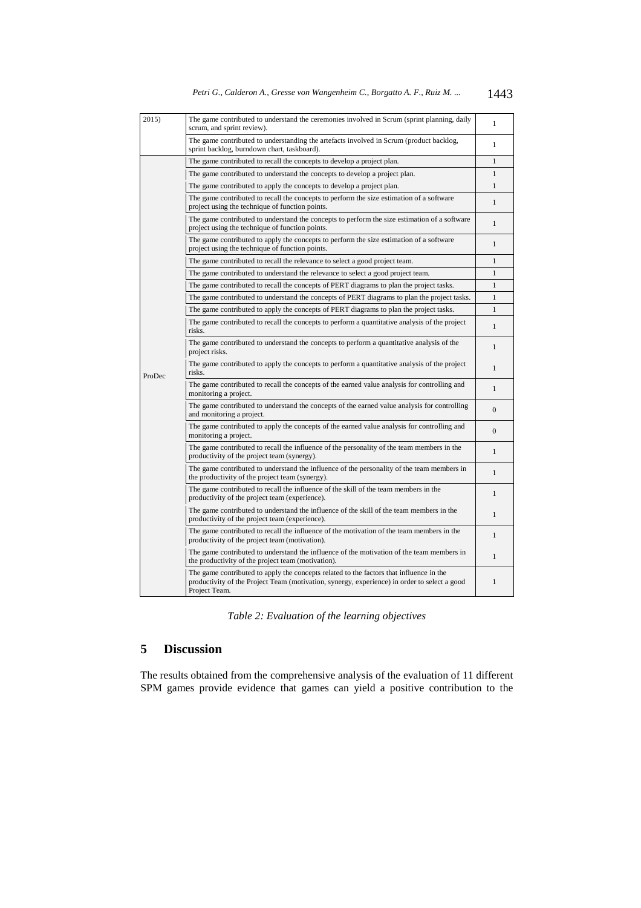| | | |
|---|---|---|
| 2015) | The game contributed to understand the ceremonies involved in Scrum (sprint planning, daily scrum, and sprint review). | 1 |
| | The game contributed to understanding the artefacts involved in Scrum (product backlog, sprint backlog, burndown chart, taskboard). | 1 |
| ProDec | The game contributed to recall the concepts to develop a project plan. | 1 |
| | The game contributed to understand the concepts to develop a project plan. | 1 |
| | The game contributed to apply the concepts to develop a project plan. | 1 |
| | The game contributed to recall the concepts to perform the size estimation of a software project using the technique of function points. | 1 |
| | The game contributed to understand the concepts to perform the size estimation of a software project using the technique of function points. | 1 |
| | The game contributed to apply the concepts to perform the size estimation of a software project using the technique of function points. | 1 |
| | The game contributed to recall the relevance to select a good project team. | 1 |
| | The game contributed to understand the relevance to select a good project team. | 1 |
| | The game contributed to recall the concepts of PERT diagrams to plan the project tasks. | 1 |
| | The game contributed to understand the concepts of PERT diagrams to plan the project tasks. | 1 |
| | The game contributed to apply the concepts of PERT diagrams to plan the project tasks. | 1 |
| | The game contributed to recall the concepts to perform a quantitative analysis of the project risks. | 1 |
| | The game contributed to understand the concepts to perform a quantitative analysis of the project risks. | 1 |
| | The game contributed to apply the concepts to perform a quantitative analysis of the project risks. | 1 |
| | The game contributed to recall the concepts of the earned value analysis for controlling and monitoring a project. | 1 |
| | The game contributed to understand the concepts of the earned value analysis for controlling and monitoring a project. | 0 |
| | The game contributed to apply the concepts of the earned value analysis for controlling and monitoring a project. | 0 |
| | The game contributed to recall the influence of the personality of the team members in the productivity of the project team (synergy). | 1 |
| | The game contributed to understand the influence of the personality of the team members in the productivity of the project team (synergy). | 1 |
| | The game contributed to recall the influence of the skill of the team members in the productivity of the project team (experience). | 1 |
| | The game contributed to understand the influence of the skill of the team members in the productivity of the project team (experience). | 1 |
| | The game contributed to recall the influence of the motivation of the team members in the productivity of the project team (motivation). | 1 |
| | The game contributed to understand the influence of the motivation of the team members in the productivity of the project team (motivation). | 1 |
| | The game contributed to apply the concepts related to the factors that influence in the productivity of the Project Team (motivation, synergy, experience) in order to select a good Project Team. | 1 |

*Table 2: Evaluation of the learning objectives*

## 5 Discussion

The results obtained from the comprehensive analysis of the evaluation of 11 different SPM games provide evidence that games can yield a positive contribution to the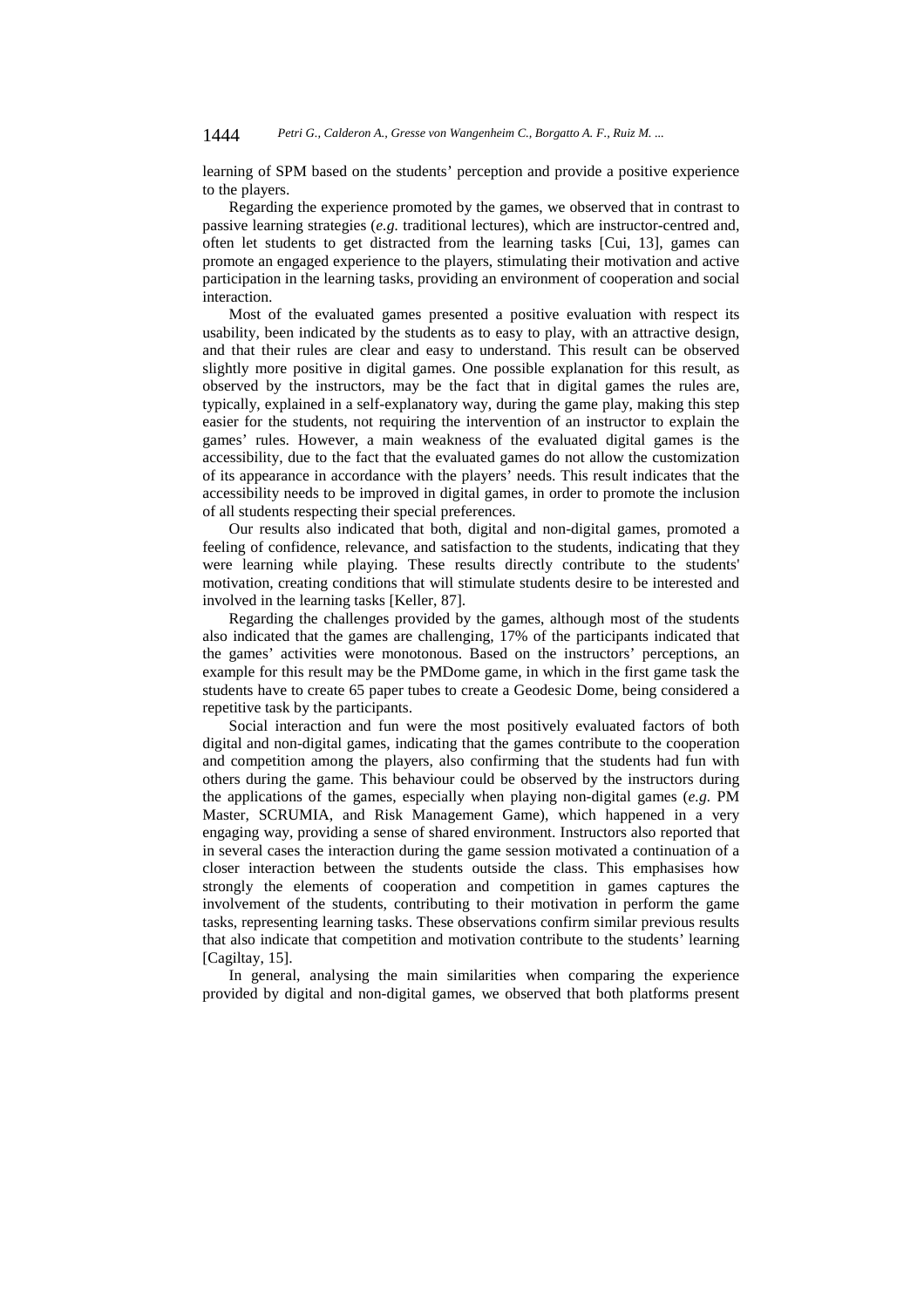learning of SPM based on the students' perception and provide a positive experience to the players.

Regarding the experience promoted by the games, we observed that in contrast to passive learning strategies (*e.g.* traditional lectures), which are instructor-centred and, often let students to get distracted from the learning tasks [Cui, 13], games can promote an engaged experience to the players, stimulating their motivation and active participation in the learning tasks, providing an environment of cooperation and social interaction.

Most of the evaluated games presented a positive evaluation with respect its usability, been indicated by the students as to easy to play, with an attractive design, and that their rules are clear and easy to understand. This result can be observed slightly more positive in digital games. One possible explanation for this result, as observed by the instructors, may be the fact that in digital games the rules are, typically, explained in a self-explanatory way, during the game play, making this step easier for the students, not requiring the intervention of an instructor to explain the games' rules. However, a main weakness of the evaluated digital games is the accessibility, due to the fact that the evaluated games do not allow the customization of its appearance in accordance with the players' needs. This result indicates that the accessibility needs to be improved in digital games, in order to promote the inclusion of all students respecting their special preferences.

Our results also indicated that both, digital and non-digital games, promoted a feeling of confidence, relevance, and satisfaction to the students, indicating that they were learning while playing. These results directly contribute to the students' motivation, creating conditions that will stimulate students desire to be interested and involved in the learning tasks [Keller, 87].

Regarding the challenges provided by the games, although most of the students also indicated that the games are challenging, 17% of the participants indicated that the games' activities were monotonous. Based on the instructors' perceptions, an example for this result may be the PMDome game, in which in the first game task the students have to create 65 paper tubes to create a Geodesic Dome, being considered a repetitive task by the participants.

Social interaction and fun were the most positively evaluated factors of both digital and non-digital games, indicating that the games contribute to the cooperation and competition among the players, also confirming that the students had fun with others during the game. This behaviour could be observed by the instructors during the applications of the games, especially when playing non-digital games (*e.g.* PM Master, SCRUMIA, and Risk Management Game), which happened in a very engaging way, providing a sense of shared environment. Instructors also reported that in several cases the interaction during the game session motivated a continuation of a closer interaction between the students outside the class. This emphasises how strongly the elements of cooperation and competition in games captures the involvement of the students, contributing to their motivation in perform the game tasks, representing learning tasks. These observations confirm similar previous results that also indicate that competition and motivation contribute to the students' learning [Cagiltay, 15].

In general, analysing the main similarities when comparing the experience provided by digital and non-digital games, we observed that both platforms present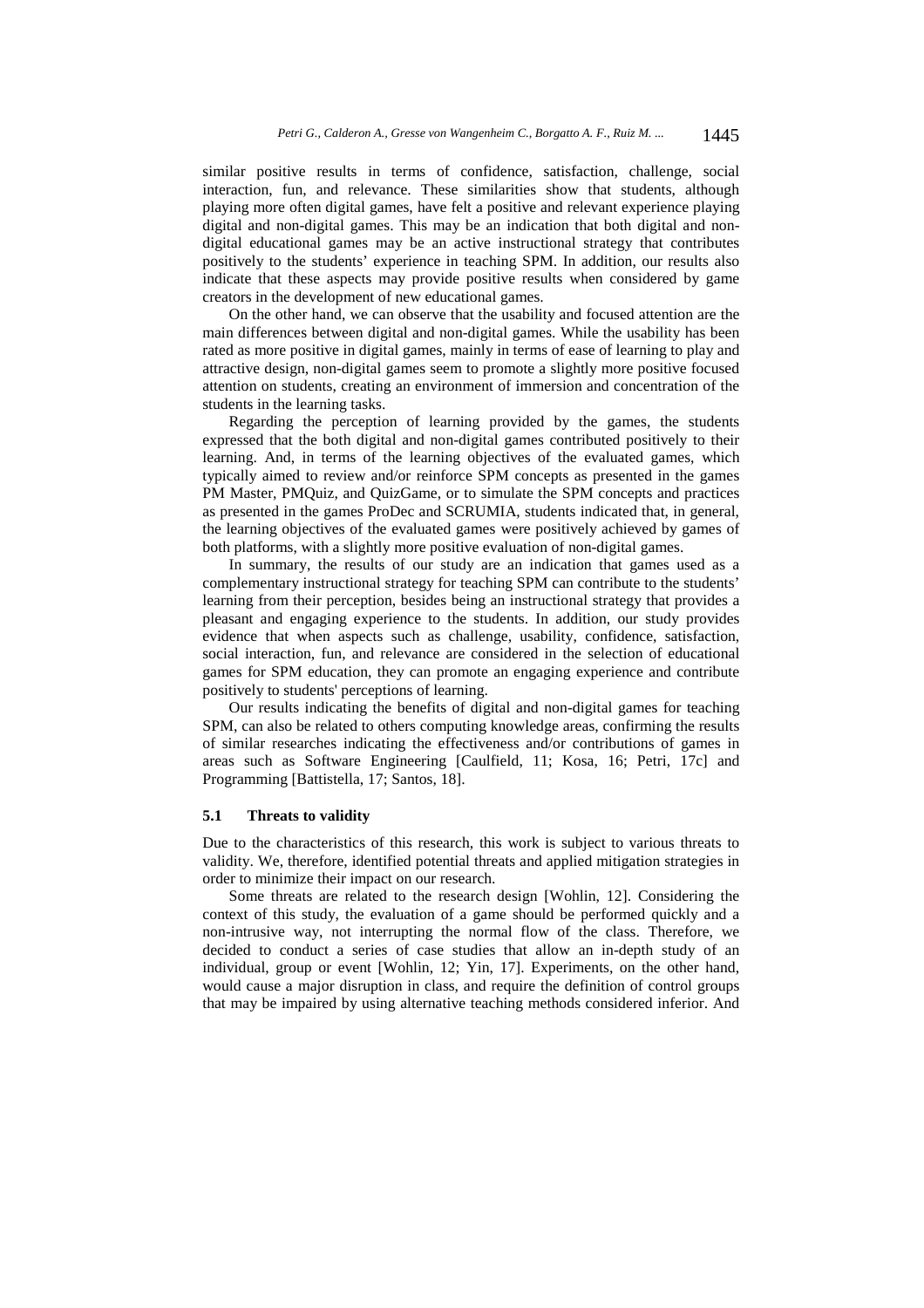similar positive results in terms of confidence, satisfaction, challenge, social interaction, fun, and relevance. These similarities show that students, although playing more often digital games, have felt a positive and relevant experience playing digital and non-digital games. This may be an indication that both digital and non-digital educational games may be an active instructional strategy that contributes positively to the students' experience in teaching SPM. In addition, our results also indicate that these aspects may provide positive results when considered by game creators in the development of new educational games.

On the other hand, we can observe that the usability and focused attention are the main differences between digital and non-digital games. While the usability has been rated as more positive in digital games, mainly in terms of ease of learning to play and attractive design, non-digital games seem to promote a slightly more positive focused attention on students, creating an environment of immersion and concentration of the students in the learning tasks.

Regarding the perception of learning provided by the games, the students expressed that the both digital and non-digital games contributed positively to their learning. And, in terms of the learning objectives of the evaluated games, which typically aimed to review and/or reinforce SPM concepts as presented in the games PM Master, PMQuiz, and QuizGame, or to simulate the SPM concepts and practices as presented in the games ProDec and SCRUMIA, students indicated that, in general, the learning objectives of the evaluated games were positively achieved by games of both platforms, with a slightly more positive evaluation of non-digital games.

In summary, the results of our study are an indication that games used as a complementary instructional strategy for teaching SPM can contribute to the students' learning from their perception, besides being an instructional strategy that provides a pleasant and engaging experience to the students. In addition, our study provides evidence that when aspects such as challenge, usability, confidence, satisfaction, social interaction, fun, and relevance are considered in the selection of educational games for SPM education, they can promote an engaging experience and contribute positively to students' perceptions of learning.

Our results indicating the benefits of digital and non-digital games for teaching SPM, can also be related to others computing knowledge areas, confirming the results of similar researches indicating the effectiveness and/or contributions of games in areas such as Software Engineering [Caulfield, 11; Kosa, 16; Petri, 17c] and Programming [Battistella, 17; Santos, 18].

### 5.1 Threats to validity

Due to the characteristics of this research, this work is subject to various threats to validity. We, therefore, identified potential threats and applied mitigation strategies in order to minimize their impact on our research.

Some threats are related to the research design [Wohlin, 12]. Considering the context of this study, the evaluation of a game should be performed quickly and a non-intrusive way, not interrupting the normal flow of the class. Therefore, we decided to conduct a series of case studies that allow an in-depth study of an individual, group or event [Wohlin, 12; Yin, 17]. Experiments, on the other hand, would cause a major disruption in class, and require the definition of control groups that may be impaired by using alternative teaching methods considered inferior. And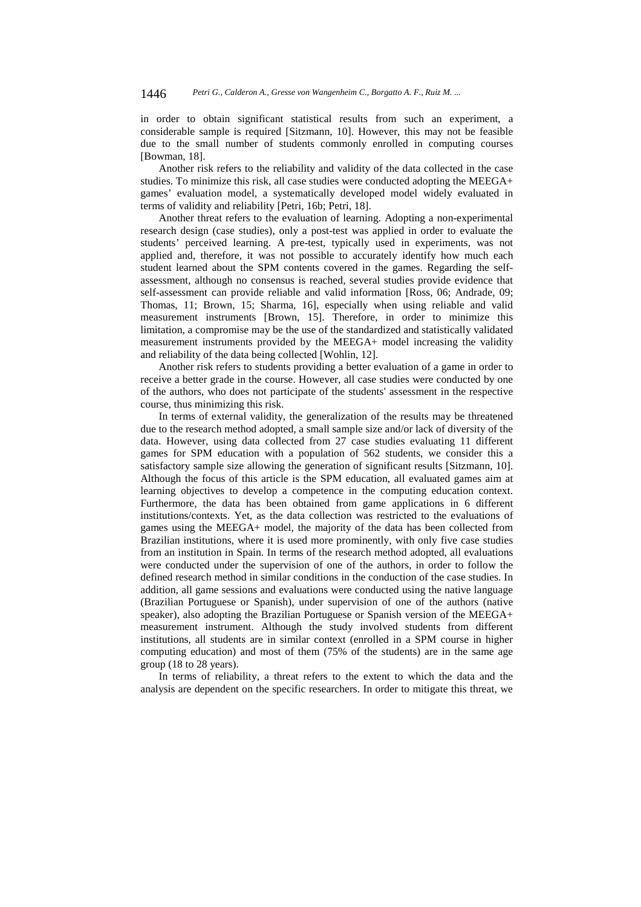in order to obtain significant statistical results from such an experiment, a considerable sample is required [Sitzmann, 10]. However, this may not be feasible due to the small number of students commonly enrolled in computing courses [Bowman, 18].

Another risk refers to the reliability and validity of the data collected in the case studies. To minimize this risk, all case studies were conducted adopting the MEEGA+ games' evaluation model, a systematically developed model widely evaluated in terms of validity and reliability [Petri, 16b; Petri, 18].

Another threat refers to the evaluation of learning. Adopting a non-experimental research design (case studies), only a post-test was applied in order to evaluate the students' perceived learning. A pre-test, typically used in experiments, was not applied and, therefore, it was not possible to accurately identify how much each student learned about the SPM contents covered in the games. Regarding the self-assessment, although no consensus is reached, several studies provide evidence that self-assessment can provide reliable and valid information [Ross, 06; Andrade, 09; Thomas, 11; Brown, 15; Sharma, 16], especially when using reliable and valid measurement instruments [Brown, 15]. Therefore, in order to minimize this limitation, a compromise may be the use of the standardized and statistically validated measurement instruments provided by the MEEGA+ model increasing the validity and reliability of the data being collected [Wohlin, 12].

Another risk refers to students providing a better evaluation of a game in order to receive a better grade in the course. However, all case studies were conducted by one of the authors, who does not participate of the students' assessment in the respective course, thus minimizing this risk.

In terms of external validity, the generalization of the results may be threatened due to the research method adopted, a small sample size and/or lack of diversity of the data. However, using data collected from 27 case studies evaluating 11 different games for SPM education with a population of 562 students, we consider this a satisfactory sample size allowing the generation of significant results [Sitzmann, 10]. Although the focus of this article is the SPM education, all evaluated games aim at learning objectives to develop a competence in the computing education context. Furthermore, the data has been obtained from game applications in 6 different institutions/contexts. Yet, as the data collection was restricted to the evaluations of games using the MEEGA+ model, the majority of the data has been collected from Brazilian institutions, where it is used more prominently, with only five case studies from an institution in Spain. In terms of the research method adopted, all evaluations were conducted under the supervision of one of the authors, in order to follow the defined research method in similar conditions in the conduction of the case studies. In addition, all game sessions and evaluations were conducted using the native language (Brazilian Portuguese or Spanish), under supervision of one of the authors (native speaker), also adopting the Brazilian Portuguese or Spanish version of the MEEGA+ measurement instrument. Although the study involved students from different institutions, all students are in similar context (enrolled in a SPM course in higher computing education) and most of them (75% of the students) are in the same age group (18 to 28 years).

In terms of reliability, a threat refers to the extent to which the data and the analysis are dependent on the specific researchers. In order to mitigate this threat, we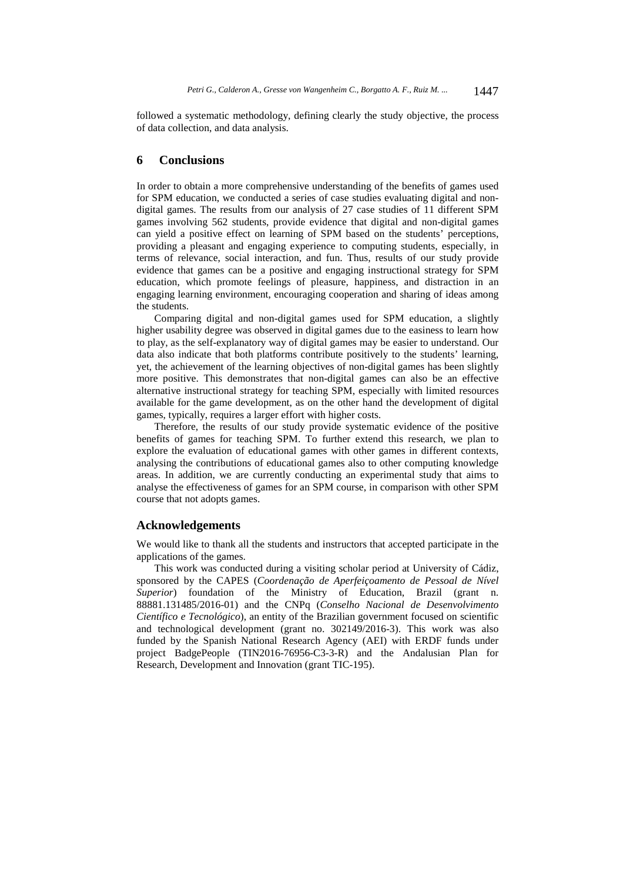followed a systematic methodology, defining clearly the study objective, the process of data collection, and data analysis.

## 6 Conclusions

In order to obtain a more comprehensive understanding of the benefits of games used for SPM education, we conducted a series of case studies evaluating digital and non-digital games. The results from our analysis of 27 case studies of 11 different SPM games involving 562 students, provide evidence that digital and non-digital games can yield a positive effect on learning of SPM based on the students' perceptions, providing a pleasant and engaging experience to computing students, especially, in terms of relevance, social interaction, and fun. Thus, results of our study provide evidence that games can be a positive and engaging instructional strategy for SPM education, which promote feelings of pleasure, happiness, and distraction in an engaging learning environment, encouraging cooperation and sharing of ideas among the students.

Comparing digital and non-digital games used for SPM education, a slightly higher usability degree was observed in digital games due to the easiness to learn how to play, as the self-explanatory way of digital games may be easier to understand. Our data also indicate that both platforms contribute positively to the students' learning, yet, the achievement of the learning objectives of non-digital games has been slightly more positive. This demonstrates that non-digital games can also be an effective alternative instructional strategy for teaching SPM, especially with limited resources available for the game development, as on the other hand the development of digital games, typically, requires a larger effort with higher costs.

Therefore, the results of our study provide systematic evidence of the positive benefits of games for teaching SPM. To further extend this research, we plan to explore the evaluation of educational games with other games in different contexts, analysing the contributions of educational games also to other computing knowledge areas. In addition, we are currently conducting an experimental study that aims to analyse the effectiveness of games for an SPM course, in comparison with other SPM course that not adopts games.

## Acknowledgements

We would like to thank all the students and instructors that accepted participate in the applications of the games.

This work was conducted during a visiting scholar period at University of Cádiz, sponsored by the CAPES (*Coordenação de Aperfeiçoamento de Pessoal de Nível Superior*) foundation of the Ministry of Education, Brazil (grant n. 88881.131485/2016-01) and the CNPq (*Conselho Nacional de Desenvolvimento Científico e Tecnológico*), an entity of the Brazilian government focused on scientific and technological development (grant no. 302149/2016-3). This work was also funded by the Spanish National Research Agency (AEI) with ERDF funds under project BadgePeople (TIN2016-76956-C3-3-R) and the Andalusian Plan for Research, Development and Innovation (grant TIC-195).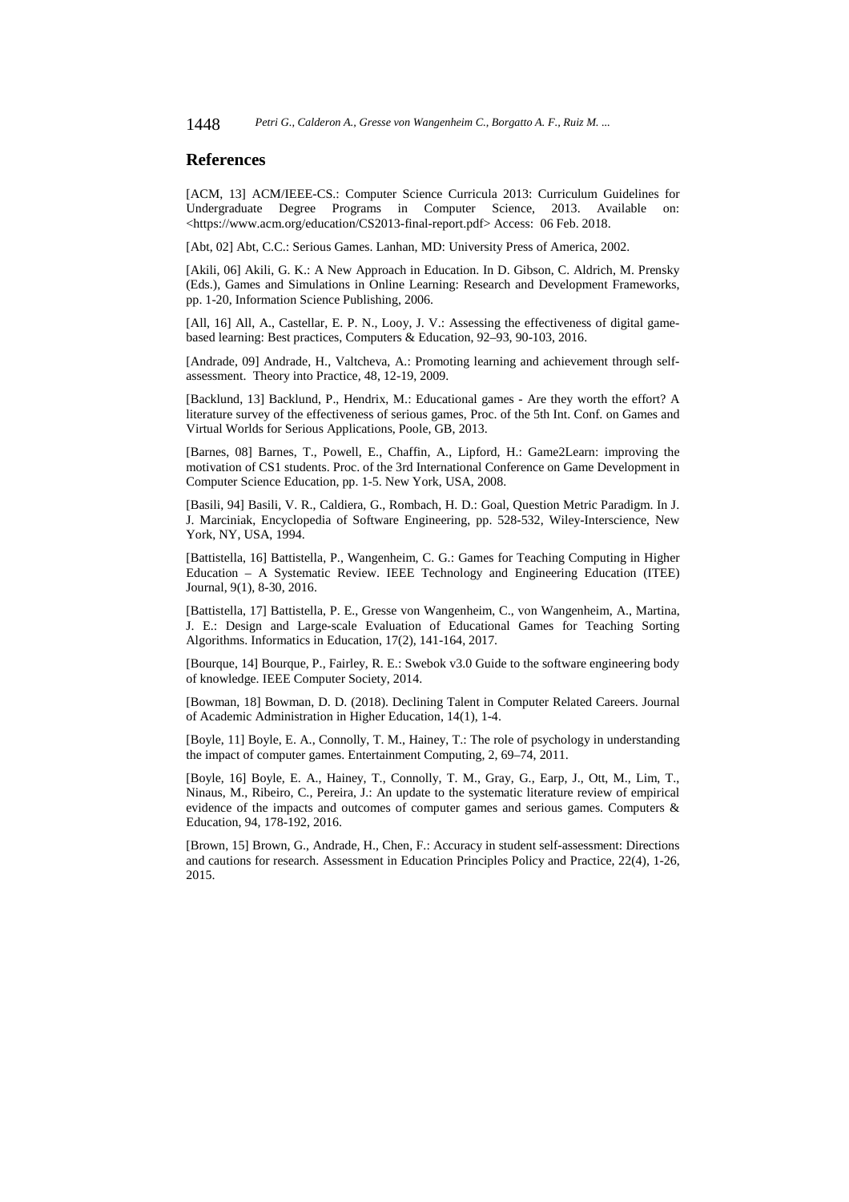## References

[ACM, 13] ACM/IEEE-CS.: Computer Science Curricula 2013: Curriculum Guidelines for Undergraduate Degree Programs in Computer Science, 2013. Available on: <https://www.acm.org/education/CS2013-final-report.pdf> Access: 06 Feb. 2018.

[Abt, 02] Abt, C.C.: Serious Games. Lanhan, MD: University Press of America, 2002.

[Akili, 06] Akili, G. K.: A New Approach in Education. In D. Gibson, C. Aldrich, M. Prensky (Eds.), Games and Simulations in Online Learning: Research and Development Frameworks, pp. 1-20, Information Science Publishing, 2006.

[All, 16] All, A., Castellar, E. P. N., Looy, J. V.: Assessing the effectiveness of digital game-based learning: Best practices, Computers & Education, 92–93, 90-103, 2016.

[Andrade, 09] Andrade, H., Valtcheva, A.: Promoting learning and achievement through self-assessment. Theory into Practice, 48, 12-19, 2009.

[Backlund, 13] Backlund, P., Hendrix, M.: Educational games - Are they worth the effort? A literature survey of the effectiveness of serious games, Proc. of the 5th Int. Conf. on Games and Virtual Worlds for Serious Applications, Poole, GB, 2013.

[Barnes, 08] Barnes, T., Powell, E., Chaffin, A., Lipford, H.: Game2Learn: improving the motivation of CS1 students. Proc. of the 3rd International Conference on Game Development in Computer Science Education, pp. 1-5. New York, USA, 2008.

[Basili, 94] Basili, V. R., Caldiera, G., Rombach, H. D.: Goal, Question Metric Paradigm. In J. J. Marciniak, Encyclopedia of Software Engineering, pp. 528-532, Wiley-Interscience, New York, NY, USA, 1994.

[Battistella, 16] Battistella, P., Wangenheim, C. G.: Games for Teaching Computing in Higher Education – A Systematic Review. IEEE Technology and Engineering Education (ITEE) Journal, 9(1), 8-30, 2016.

[Battistella, 17] Battistella, P. E., Gresse von Wangenheim, C., von Wangenheim, A., Martina, J. E.: Design and Large-scale Evaluation of Educational Games for Teaching Sorting Algorithms. Informatics in Education, 17(2), 141-164, 2017.

[Bourque, 14] Bourque, P., Fairley, R. E.: Swebok v3.0 Guide to the software engineering body of knowledge. IEEE Computer Society, 2014.

[Bowman, 18] Bowman, D. D. (2018). Declining Talent in Computer Related Careers. Journal of Academic Administration in Higher Education, 14(1), 1-4.

[Boyle, 11] Boyle, E. A., Connolly, T. M., Hainey, T.: The role of psychology in understanding the impact of computer games. Entertainment Computing, 2, 69–74, 2011.

[Boyle, 16] Boyle, E. A., Hainey, T., Connolly, T. M., Gray, G., Earp, J., Ott, M., Lim, T., Ninaus, M., Ribeiro, C., Pereira, J.: An update to the systematic literature review of empirical evidence of the impacts and outcomes of computer games and serious games. Computers & Education, 94, 178-192, 2016.

[Brown, 15] Brown, G., Andrade, H., Chen, F.: Accuracy in student self-assessment: Directions and cautions for research. Assessment in Education Principles Policy and Practice, 22(4), 1-26, 2015.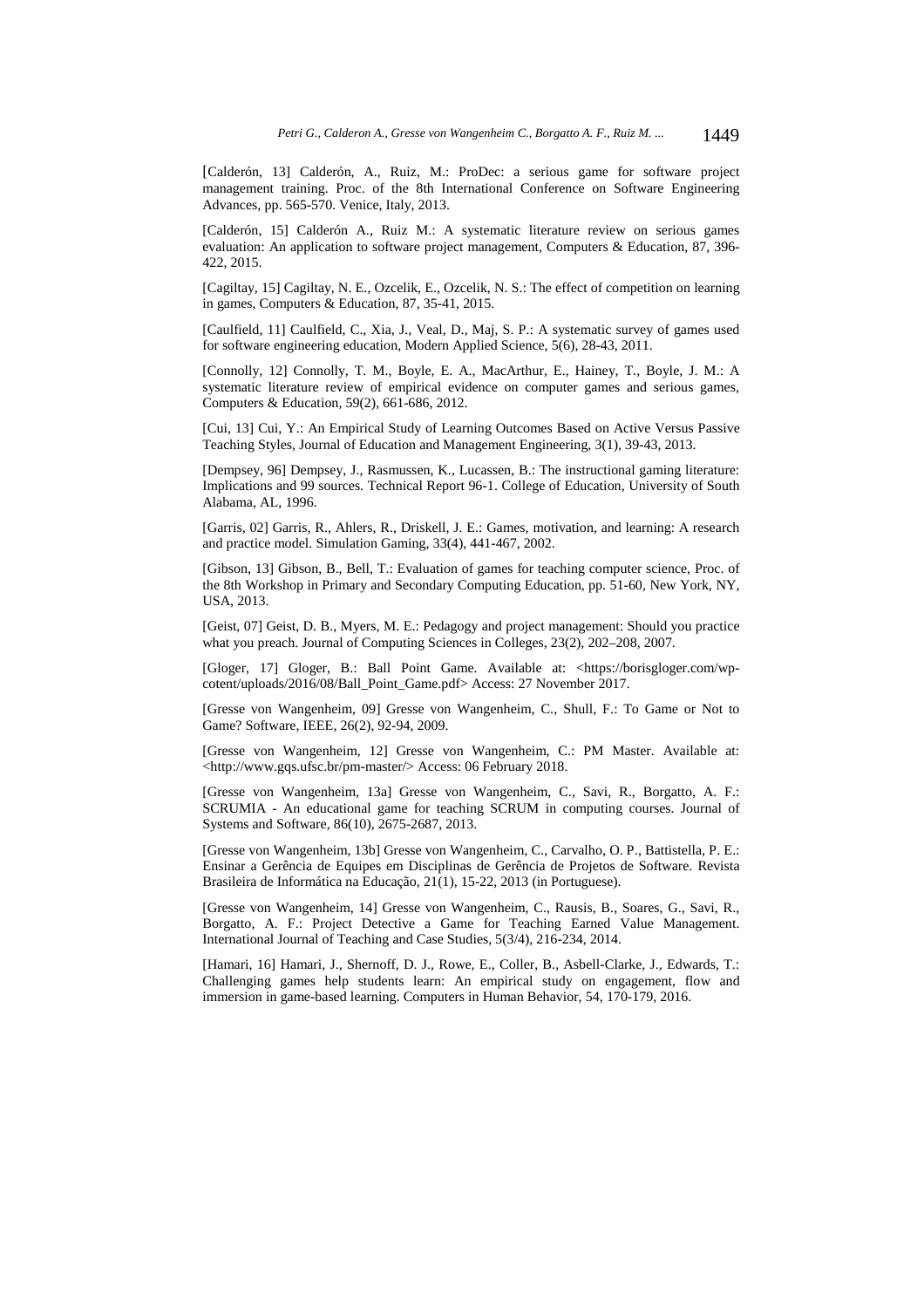[Calderón, 13] Calderón, A., Ruiz, M.: ProDec: a serious game for software project management training. Proc. of the 8th International Conference on Software Engineering Advances, pp. 565-570. Venice, Italy, 2013.

[Calderón, 15] Calderón A., Ruiz M.: A systematic literature review on serious games evaluation: An application to software project management, Computers & Education, 87, 396-422, 2015.

[Cagiltay, 15] Cagiltay, N. E., Ozcelik, E., Ozcelik, N. S.: The effect of competition on learning in games, Computers & Education, 87, 35-41, 2015.

[Caulfield, 11] Caulfield, C., Xia, J., Veal, D., Maj, S. P.: A systematic survey of games used for software engineering education, Modern Applied Science, 5(6), 28-43, 2011.

[Connolly, 12] Connolly, T. M., Boyle, E. A., MacArthur, E., Hainey, T., Boyle, J. M.: A systematic literature review of empirical evidence on computer games and serious games, Computers & Education, 59(2), 661-686, 2012.

[Cui, 13] Cui, Y.: An Empirical Study of Learning Outcomes Based on Active Versus Passive Teaching Styles, Journal of Education and Management Engineering, 3(1), 39-43, 2013.

[Dempsey, 96] Dempsey, J., Rasmussen, K., Lucassen, B.: The instructional gaming literature: Implications and 99 sources. Technical Report 96-1. College of Education, University of South Alabama, AL, 1996.

[Garris, 02] Garris, R., Ahlers, R., Driskell, J. E.: Games, motivation, and learning: A research and practice model. Simulation Gaming, 33(4), 441-467, 2002.

[Gibson, 13] Gibson, B., Bell, T.: Evaluation of games for teaching computer science, Proc. of the 8th Workshop in Primary and Secondary Computing Education, pp. 51-60, New York, NY, USA, 2013.

[Geist, 07] Geist, D. B., Myers, M. E.: Pedagogy and project management: Should you practice what you preach. Journal of Computing Sciences in Colleges, 23(2), 202–208, 2007.

[Gloger, 17] Gloger, B.: Ball Point Game. Available at: <https://borisgloger.com/wp-cotent/uploads/2016/08/Ball_Point_Game.pdf> Access: 27 November 2017.

[Gresse von Wangenheim, 09] Gresse von Wangenheim, C., Shull, F.: To Game or Not to Game? Software, IEEE, 26(2), 92-94, 2009.

[Gresse von Wangenheim, 12] Gresse von Wangenheim, C.: PM Master. Available at: <http://www.gqs.ufsc.br/pm-master/> Access: 06 February 2018.

[Gresse von Wangenheim, 13a] Gresse von Wangenheim, C., Savi, R., Borgatto, A. F.: SCRUMIA - An educational game for teaching SCRUM in computing courses. Journal of Systems and Software, 86(10), 2675-2687, 2013.

[Gresse von Wangenheim, 13b] Gresse von Wangenheim, C., Carvalho, O. P., Battistella, P. E.: Ensinar a Gerência de Equipes em Disciplinas de Gerência de Projetos de Software. Revista Brasileira de Informática na Educação, 21(1), 15-22, 2013 (in Portuguese).

[Gresse von Wangenheim, 14] Gresse von Wangenheim, C., Rausis, B., Soares, G., Savi, R., Borgatto, A. F.: Project Detective a Game for Teaching Earned Value Management. International Journal of Teaching and Case Studies, 5(3/4), 216-234, 2014.

[Hamari, 16] Hamari, J., Shernoff, D. J., Rowe, E., Coller, B., Asbell-Clarke, J., Edwards, T.: Challenging games help students learn: An empirical study on engagement, flow and immersion in game-based learning. Computers in Human Behavior, 54, 170-179, 2016.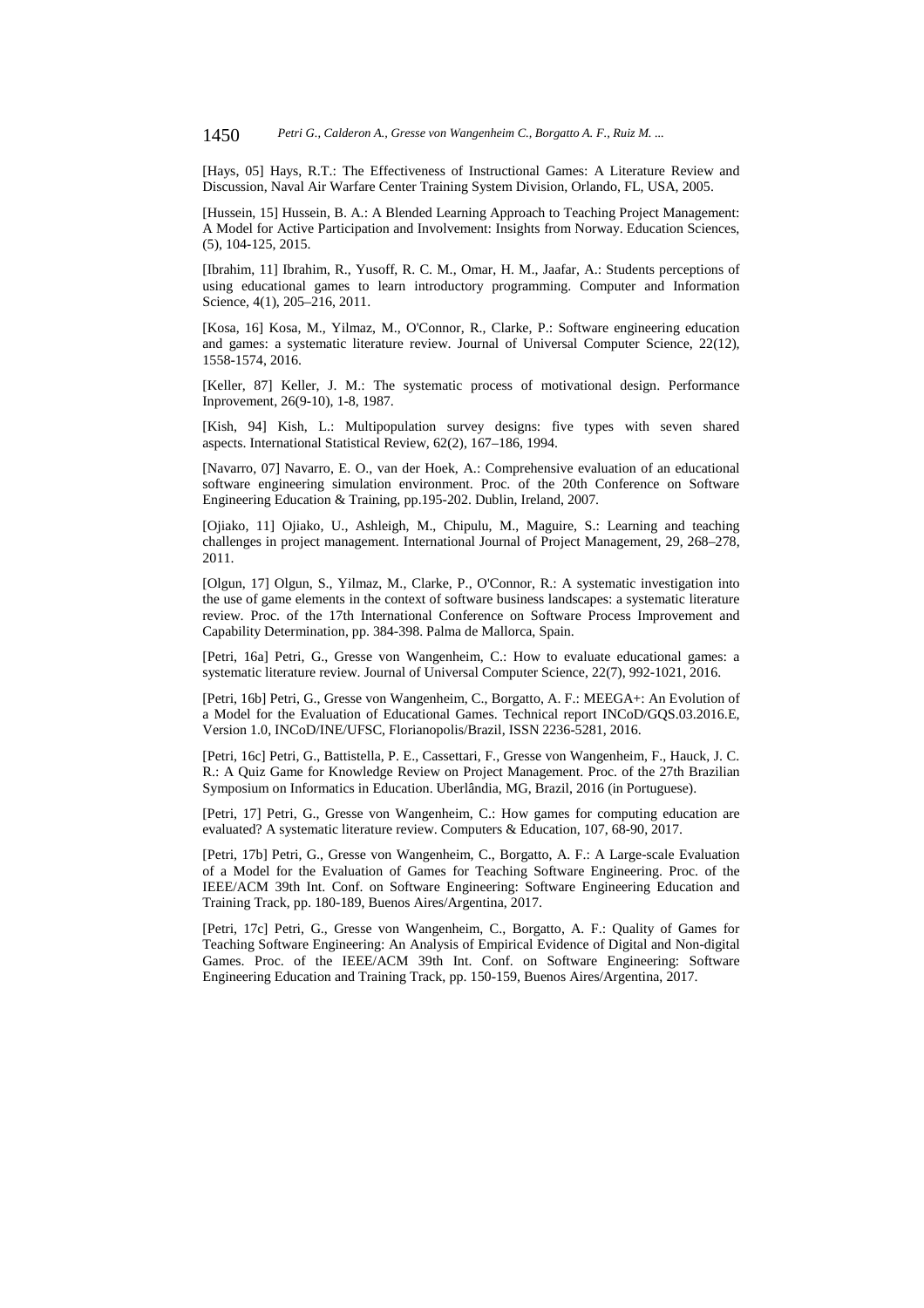[Hays, 05] Hays, R.T.: The Effectiveness of Instructional Games: A Literature Review and Discussion, Naval Air Warfare Center Training System Division, Orlando, FL, USA, 2005.

[Hussein, 15] Hussein, B. A.: A Blended Learning Approach to Teaching Project Management: A Model for Active Participation and Involvement: Insights from Norway. Education Sciences, (5), 104-125, 2015.

[Ibrahim, 11] Ibrahim, R., Yusoff, R. C. M., Omar, H. M., Jaafar, A.: Students perceptions of using educational games to learn introductory programming. Computer and Information Science, 4(1), 205–216, 2011.

[Kosa, 16] Kosa, M., Yilmaz, M., O'Connor, R., Clarke, P.: Software engineering education and games: a systematic literature review. Journal of Universal Computer Science, 22(12), 1558-1574, 2016.

[Keller, 87] Keller, J. M.: The systematic process of motivational design. Performance Inprovement, 26(9-10), 1-8, 1987.

[Kish, 94] Kish, L.: Multipopulation survey designs: five types with seven shared aspects. International Statistical Review, 62(2), 167–186, 1994.

[Navarro, 07] Navarro, E. O., van der Hoek, A.: Comprehensive evaluation of an educational software engineering simulation environment. Proc. of the 20th Conference on Software Engineering Education & Training, pp.195-202. Dublin, Ireland, 2007.

[Ojiako, 11] Ojiako, U., Ashleigh, M., Chipulu, M., Maguire, S.: Learning and teaching challenges in project management. International Journal of Project Management, 29, 268–278, 2011.

[Olgun, 17] Olgun, S., Yilmaz, M., Clarke, P., O'Connor, R.: A systematic investigation into the use of game elements in the context of software business landscapes: a systematic literature review. Proc. of the 17th International Conference on Software Process Improvement and Capability Determination, pp. 384-398. Palma de Mallorca, Spain.

[Petri, 16a] Petri, G., Gresse von Wangenheim, C.: How to evaluate educational games: a systematic literature review. Journal of Universal Computer Science, 22(7), 992-1021, 2016.

[Petri, 16b] Petri, G., Gresse von Wangenheim, C., Borgatto, A. F.: MEEGA+: An Evolution of a Model for the Evaluation of Educational Games. Technical report INCoD/GQS.03.2016.E, Version 1.0, INCoD/INE/UFSC, Florianopolis/Brazil, ISSN 2236-5281, 2016.

[Petri, 16c] Petri, G., Battistella, P. E., Cassettari, F., Gresse von Wangenheim, F., Hauck, J. C. R.: A Quiz Game for Knowledge Review on Project Management. Proc. of the 27th Brazilian Symposium on Informatics in Education. Uberlândia, MG, Brazil, 2016 (in Portuguese).

[Petri, 17] Petri, G., Gresse von Wangenheim, C.: How games for computing education are evaluated? A systematic literature review. Computers & Education, 107, 68-90, 2017.

[Petri, 17b] Petri, G., Gresse von Wangenheim, C., Borgatto, A. F.: A Large-scale Evaluation of a Model for the Evaluation of Games for Teaching Software Engineering. Proc. of the IEEE/ACM 39th Int. Conf. on Software Engineering: Software Engineering Education and Training Track, pp. 180-189, Buenos Aires/Argentina, 2017.

[Petri, 17c] Petri, G., Gresse von Wangenheim, C., Borgatto, A. F.: Quality of Games for Teaching Software Engineering: An Analysis of Empirical Evidence of Digital and Non-digital Games. Proc. of the IEEE/ACM 39th Int. Conf. on Software Engineering: Software Engineering Education and Training Track, pp. 150-159, Buenos Aires/Argentina, 2017.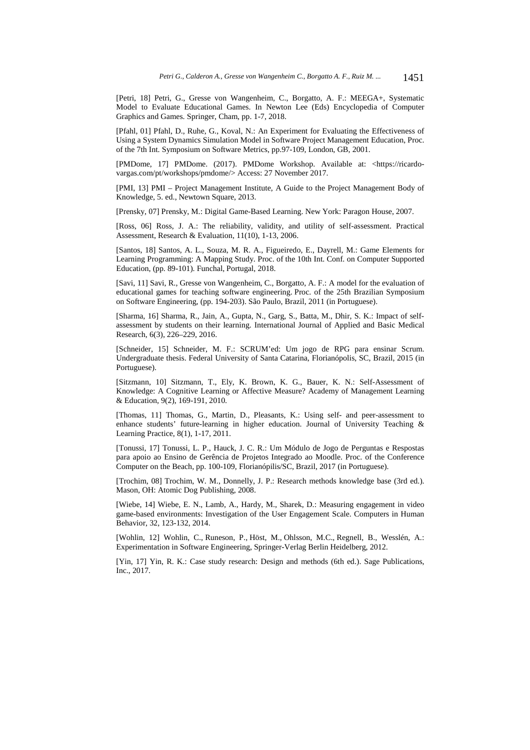[Petri, 18] Petri, G., Gresse von Wangenheim, C., Borgatto, A. F.: MEEGA+, Systematic Model to Evaluate Educational Games. In Newton Lee (Eds) Encyclopedia of Computer Graphics and Games. Springer, Cham, pp. 1-7, 2018.

[Pfahl, 01] Pfahl, D., Ruhe, G., Koval, N.: An Experiment for Evaluating the Effectiveness of Using a System Dynamics Simulation Model in Software Project Management Education, Proc. of the 7th Int. Symposium on Software Metrics, pp.97-109, London, GB, 2001.

[PMDome, 17] PMDome. (2017). PMDome Workshop. Available at: <https://ricardo-vargas.com/pt/workshops/pmdome/> Access: 27 November 2017.

[PMI, 13] PMI – Project Management Institute, A Guide to the Project Management Body of Knowledge, 5. ed., Newtown Square, 2013.

[Prensky, 07] Prensky, M.: Digital Game-Based Learning. New York: Paragon House, 2007.

[Ross, 06] Ross, J. A.: The reliability, validity, and utility of self-assessment. Practical Assessment, Research & Evaluation, 11(10), 1-13, 2006.

[Santos, 18] Santos, A. L., Souza, M. R. A., Figueiredo, E., Dayrell, M.: Game Elements for Learning Programming: A Mapping Study. Proc. of the 10th Int. Conf. on Computer Supported Education, (pp. 89-101). Funchal, Portugal, 2018.

[Savi, 11] Savi, R., Gresse von Wangenheim, C., Borgatto, A. F.: A model for the evaluation of educational games for teaching software engineering. Proc. of the 25th Brazilian Symposium on Software Engineering, (pp. 194-203). São Paulo, Brazil, 2011 (in Portuguese).

[Sharma, 16] Sharma, R., Jain, A., Gupta, N., Garg, S., Batta, M., Dhir, S. K.: Impact of self-assessment by students on their learning. International Journal of Applied and Basic Medical Research, 6(3), 226–229, 2016.

[Schneider, 15] Schneider, M. F.: SCRUM'ed: Um jogo de RPG para ensinar Scrum. Undergraduate thesis. Federal University of Santa Catarina, Florianópolis, SC, Brazil, 2015 (in Portuguese).

[Sitzmann, 10] Sitzmann, T., Ely, K. Brown, K. G., Bauer, K. N.: Self-Assessment of Knowledge: A Cognitive Learning or Affective Measure? Academy of Management Learning & Education, 9(2), 169-191, 2010.

[Thomas, 11] Thomas, G., Martin, D., Pleasants, K.: Using self- and peer-assessment to enhance students' future-learning in higher education. Journal of University Teaching & Learning Practice, 8(1), 1-17, 2011.

[Tonussi, 17] Tonussi, L. P., Hauck, J. C. R.: Um Módulo de Jogo de Perguntas e Respostas para apoio ao Ensino de Gerência de Projetos Integrado ao Moodle. Proc. of the Conference Computer on the Beach, pp. 100-109, Florianópilis/SC, Brazil, 2017 (in Portuguese).

[Trochim, 08] Trochim, W. M., Donnelly, J. P.: Research methods knowledge base (3rd ed.). Mason, OH: Atomic Dog Publishing, 2008.

[Wiebe, 14] Wiebe, E. N., Lamb, A., Hardy, M., Sharek, D.: Measuring engagement in video game-based environments: Investigation of the User Engagement Scale. Computers in Human Behavior, 32, 123-132, 2014.

[Wohlin, 12] Wohlin, C., Runeson, P., Höst, M., Ohlsson, M.C., Regnell, B., Wesslén, A.: Experimentation in Software Engineering, Springer-Verlag Berlin Heidelberg, 2012.

[Yin, 17] Yin, R. K.: Case study research: Design and methods (6th ed.). Sage Publications, Inc., 2017.